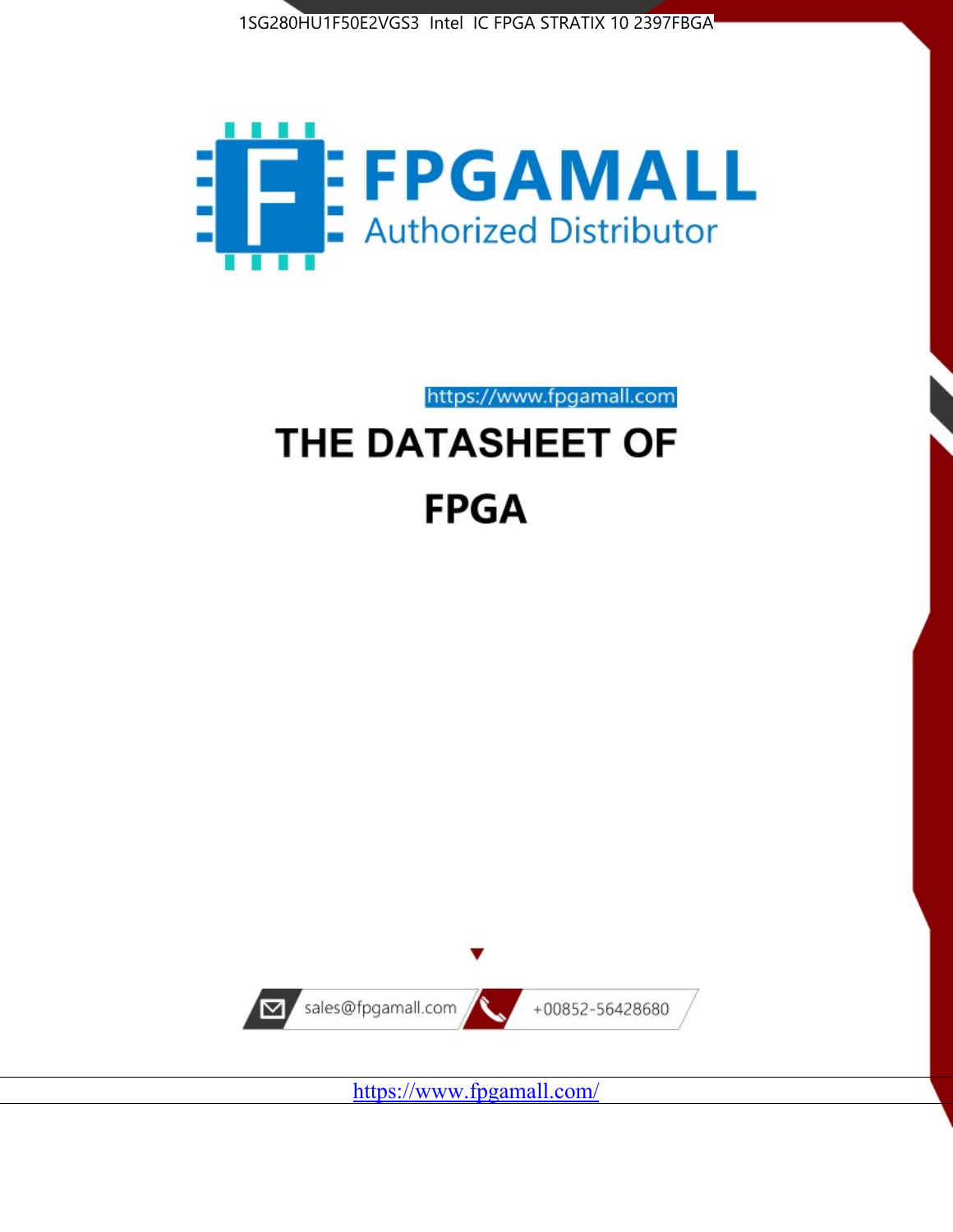1SG280HU1F50E2VGS3 Intel IC FPGA STRATIX 10 2397FBGA

FPGAMALL

Authorized Distributor

https://www.fpgamall.com

# THE DATASHEET OF

# FPGA

sales@fpgamall.com

+00852-56428680

https://www.fpgamall.com/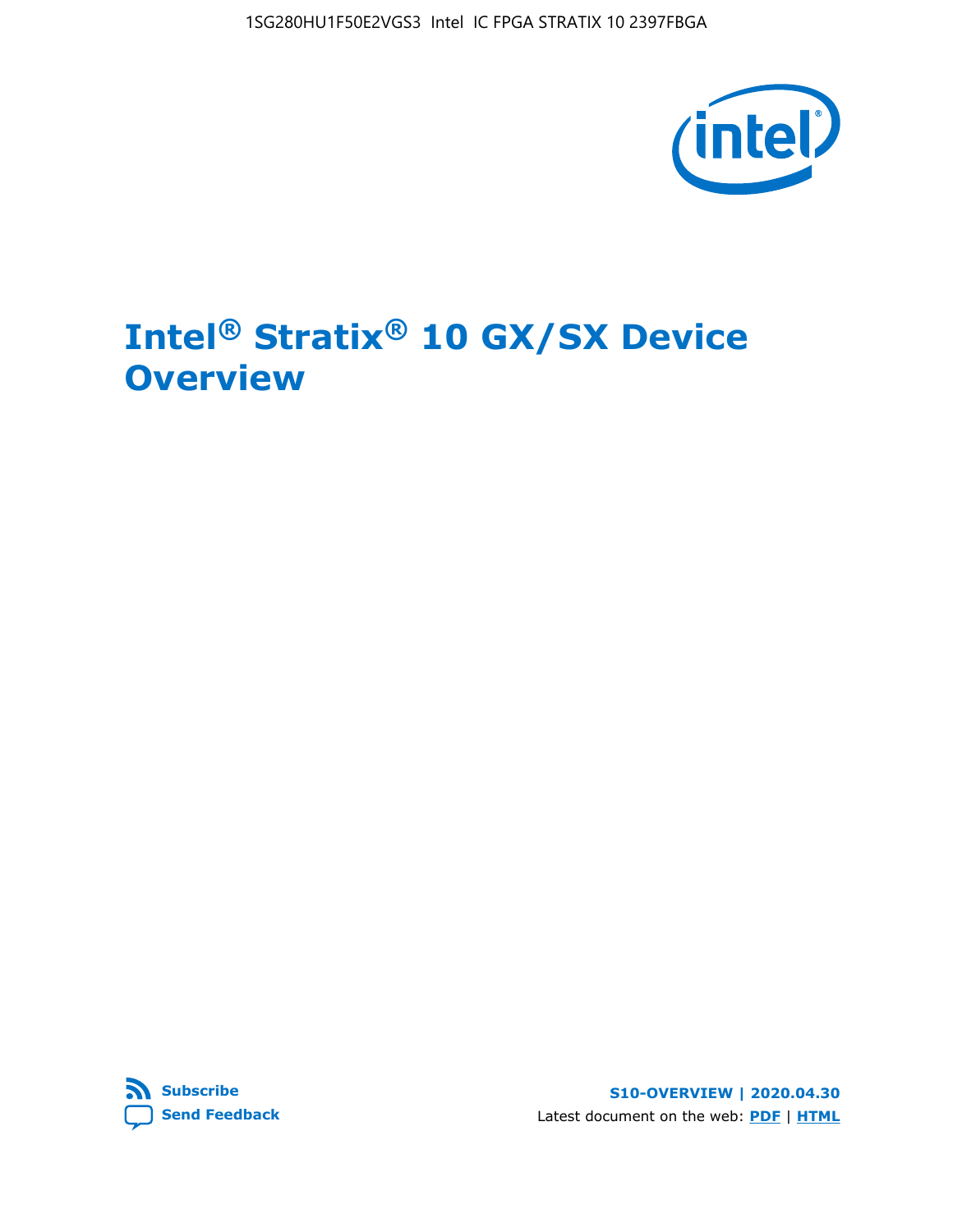# Intel® Stratix® 10 GX/SX Device Overview

Subscribe

Send Feedback

S10-OVERVIEW | 2020.04.30

Latest document on the web: PDF | HTML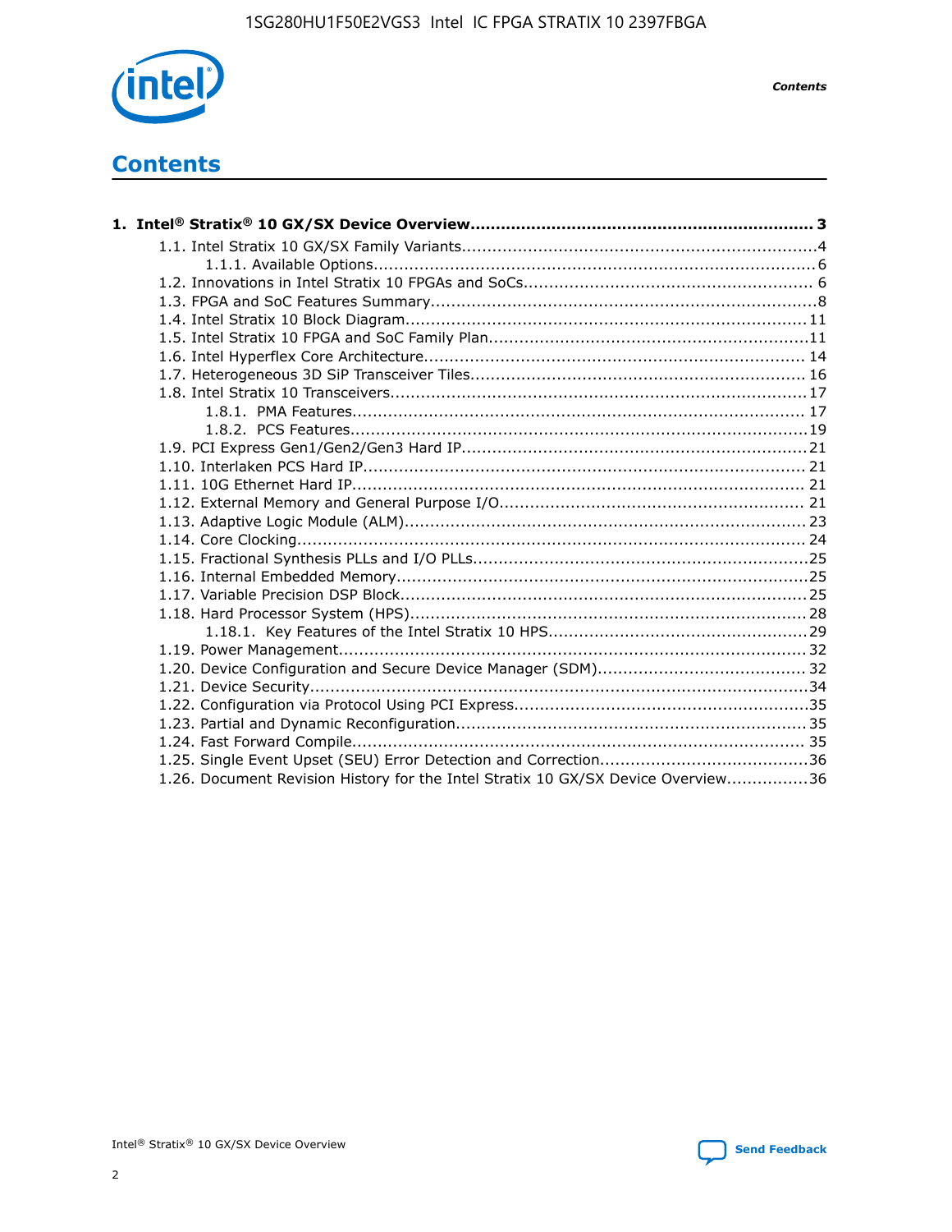# Contents

**1. Intel® Stratix® 10 GX/SX Device Overview.................................................................... 3**

- 1.1. Intel Stratix 10 GX/SX Family Variants.....................................................................4
  - 1.1.1. Available Options......................................................................................6
- 1.2. Innovations in Intel Stratix 10 FPGAs and SoCs........................................................ 6
- 1.3. FPGA and SoC Features Summary...........................................................................8
- 1.4. Intel Stratix 10 Block Diagram.............................................................................. 11
- 1.5. Intel Stratix 10 FPGA and SoC Family Plan..............................................................11
- 1.6. Intel Hyperflex Core Architecture.......................................................................... 14
- 1.7. Heterogeneous 3D SiP Transceiver Tiles................................................................. 16
- 1.8. Intel Stratix 10 Transceivers................................................................................ 17
  - 1.8.1. PMA Features........................................................................................ 17
  - 1.8.2. PCS Features.........................................................................................19
- 1.9. PCI Express Gen1/Gen2/Gen3 Hard IP.................................................................. 21
- 1.10. Interlaken PCS Hard IP...................................................................................... 21
- 1.11. 10G Ethernet Hard IP........................................................................................ 21
- 1.12. External Memory and General Purpose I/O........................................................... 21
- 1.13. Adaptive Logic Module (ALM).............................................................................. 23
- 1.14. Core Clocking................................................................................................... 24
- 1.15. Fractional Synthesis PLLs and I/O PLLs.................................................................25
- 1.16. Internal Embedded Memory................................................................................25
- 1.17. Variable Precision DSP Block...............................................................................25
- 1.18. Hard Processor System (HPS).............................................................................28
  - 1.18.1. Key Features of the Intel Stratix 10 HPS..................................................29
- 1.19. Power Management.......................................................................................... 32
- 1.20. Device Configuration and Secure Device Manager (SDM)........................................ 32
- 1.21. Device Security.................................................................................................34
- 1.22. Configuration via Protocol Using PCI Express.........................................................35
- 1.23. Partial and Dynamic Reconfiguration.................................................................... 35
- 1.24. Fast Forward Compile........................................................................................ 35
- 1.25. Single Event Upset (SEU) Error Detection and Correction........................................36
- 1.26. Document Revision History for the Intel Stratix 10 GX/SX Device Overview................36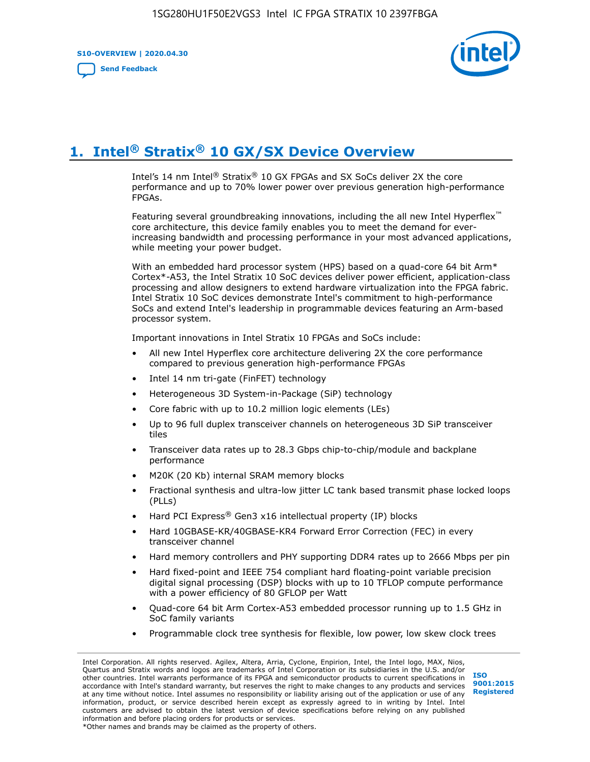# 1. Intel® Stratix® 10 GX/SX Device Overview

Intel's 14 nm Intel® Stratix® 10 GX FPGAs and SX SoCs deliver 2X the core performance and up to 70% lower power over previous generation high-performance FPGAs.

Featuring several groundbreaking innovations, including the all new Intel Hyperflex™ core architecture, this device family enables you to meet the demand for ever-increasing bandwidth and processing performance in your most advanced applications, while meeting your power budget.

With an embedded hard processor system (HPS) based on a quad-core 64 bit Arm* Cortex*-A53, the Intel Stratix 10 SoC devices deliver power efficient, application-class processing and allow designers to extend hardware virtualization into the FPGA fabric. Intel Stratix 10 SoC devices demonstrate Intel's commitment to high-performance SoCs and extend Intel's leadership in programmable devices featuring an Arm-based processor system.

Important innovations in Intel Stratix 10 FPGAs and SoCs include:

- All new Intel Hyperflex core architecture delivering 2X the core performance compared to previous generation high-performance FPGAs
- Intel 14 nm tri-gate (FinFET) technology
- Heterogeneous 3D System-in-Package (SiP) technology
- Core fabric with up to 10.2 million logic elements (LEs)
- Up to 96 full duplex transceiver channels on heterogeneous 3D SiP transceiver tiles
- Transceiver data rates up to 28.3 Gbps chip-to-chip/module and backplane performance
- M20K (20 Kb) internal SRAM memory blocks
- Fractional synthesis and ultra-low jitter LC tank based transmit phase locked loops (PLLs)
- Hard PCI Express® Gen3 x16 intellectual property (IP) blocks
- Hard 10GBASE-KR/40GBASE-KR4 Forward Error Correction (FEC) in every transceiver channel
- Hard memory controllers and PHY supporting DDR4 rates up to 2666 Mbps per pin
- Hard fixed-point and IEEE 754 compliant hard floating-point variable precision digital signal processing (DSP) blocks with up to 10 TFLOP compute performance with a power efficiency of 80 GFLOP per Watt
- Quad-core 64 bit Arm Cortex-A53 embedded processor running up to 1.5 GHz in SoC family variants
- Programmable clock tree synthesis for flexible, low power, low skew clock trees

Intel Corporation. All rights reserved. Agilex, Altera, Arria, Cyclone, Enpirion, Intel, the Intel logo, MAX, Nios, Quartus and Stratix words and logos are trademarks of Intel Corporation or its subsidiaries in the U.S. and/or other countries. Intel warrants performance of its FPGA and semiconductor products to current specifications in accordance with Intel's standard warranty, but reserves the right to make changes to any products and services at any time without notice. Intel assumes no responsibility or liability arising out of the application or use of any information, product, or service described herein except as expressly agreed to in writing by Intel. Intel customers are advised to obtain the latest version of device specifications before relying on any published information and before placing orders for products or services.
*Other names and brands may be claimed as the property of others.

ISO 9001:2015 Registered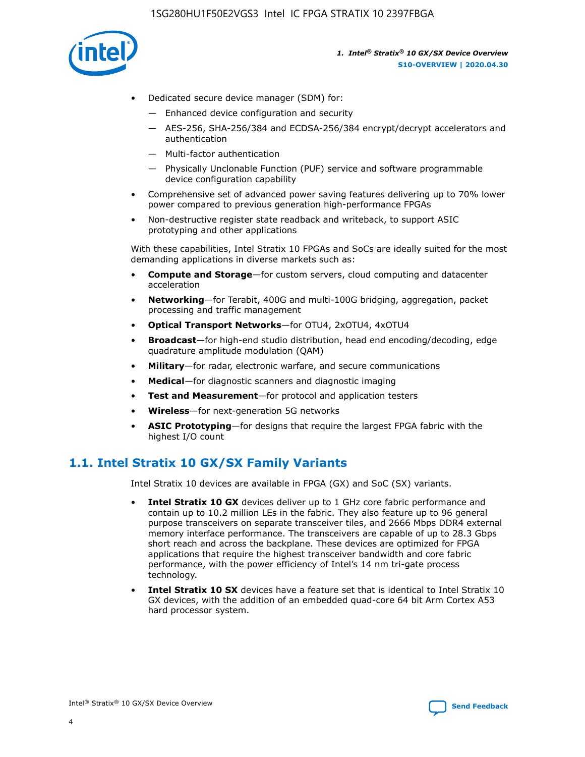- Dedicated secure device manager (SDM) for:
  - Enhanced device configuration and security
  - AES-256, SHA-256/384 and ECDSA-256/384 encrypt/decrypt accelerators and authentication
  - Multi-factor authentication
  - Physically Unclonable Function (PUF) service and software programmable device configuration capability
- Comprehensive set of advanced power saving features delivering up to 70% lower power compared to previous generation high-performance FPGAs
- Non-destructive register state readback and writeback, to support ASIC prototyping and other applications

With these capabilities, Intel Stratix 10 FPGAs and SoCs are ideally suited for the most demanding applications in diverse markets such as:

- **Compute and Storage**—for custom servers, cloud computing and datacenter acceleration
- **Networking**—for Terabit, 400G and multi-100G bridging, aggregation, packet processing and traffic management
- **Optical Transport Networks**—for OTU4, 2xOTU4, 4xOTU4
- **Broadcast**—for high-end studio distribution, head end encoding/decoding, edge quadrature amplitude modulation (QAM)
- **Military**—for radar, electronic warfare, and secure communications
- **Medical**—for diagnostic scanners and diagnostic imaging
- **Test and Measurement**—for protocol and application testers
- **Wireless**—for next-generation 5G networks
- **ASIC Prototyping**—for designs that require the largest FPGA fabric with the highest I/O count

## 1.1. Intel Stratix 10 GX/SX Family Variants

Intel Stratix 10 devices are available in FPGA (GX) and SoC (SX) variants.

- **Intel Stratix 10 GX** devices deliver up to 1 GHz core fabric performance and contain up to 10.2 million LEs in the fabric. They also feature up to 96 general purpose transceivers on separate transceiver tiles, and 2666 Mbps DDR4 external memory interface performance. The transceivers are capable of up to 28.3 Gbps short reach and across the backplane. These devices are optimized for FPGA applications that require the highest transceiver bandwidth and core fabric performance, with the power efficiency of Intel's 14 nm tri-gate process technology.
- **Intel Stratix 10 SX** devices have a feature set that is identical to Intel Stratix 10 GX devices, with the addition of an embedded quad-core 64 bit Arm Cortex A53 hard processor system.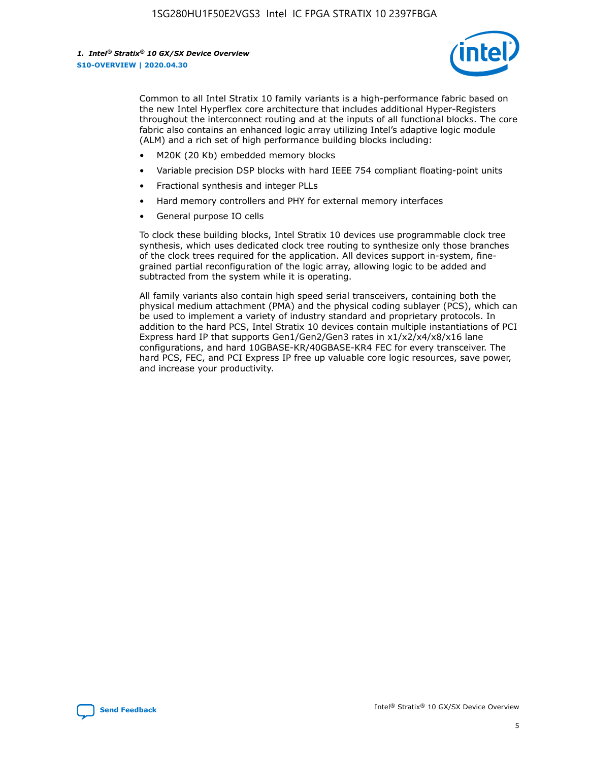Common to all Intel Stratix 10 family variants is a high-performance fabric based on the new Intel Hyperflex core architecture that includes additional Hyper-Registers throughout the interconnect routing and at the inputs of all functional blocks. The core fabric also contains an enhanced logic array utilizing Intel's adaptive logic module (ALM) and a rich set of high performance building blocks including:

- M20K (20 Kb) embedded memory blocks
- Variable precision DSP blocks with hard IEEE 754 compliant floating-point units
- Fractional synthesis and integer PLLs
- Hard memory controllers and PHY for external memory interfaces
- General purpose IO cells

To clock these building blocks, Intel Stratix 10 devices use programmable clock tree synthesis, which uses dedicated clock tree routing to synthesize only those branches of the clock trees required for the application. All devices support in-system, fine-grained partial reconfiguration of the logic array, allowing logic to be added and subtracted from the system while it is operating.

All family variants also contain high speed serial transceivers, containing both the physical medium attachment (PMA) and the physical coding sublayer (PCS), which can be used to implement a variety of industry standard and proprietary protocols. In addition to the hard PCS, Intel Stratix 10 devices contain multiple instantiations of PCI Express hard IP that supports Gen1/Gen2/Gen3 rates in x1/x2/x4/x8/x16 lane configurations, and hard 10GBASE-KR/40GBASE-KR4 FEC for every transceiver. The hard PCS, FEC, and PCI Express IP free up valuable core logic resources, save power, and increase your productivity.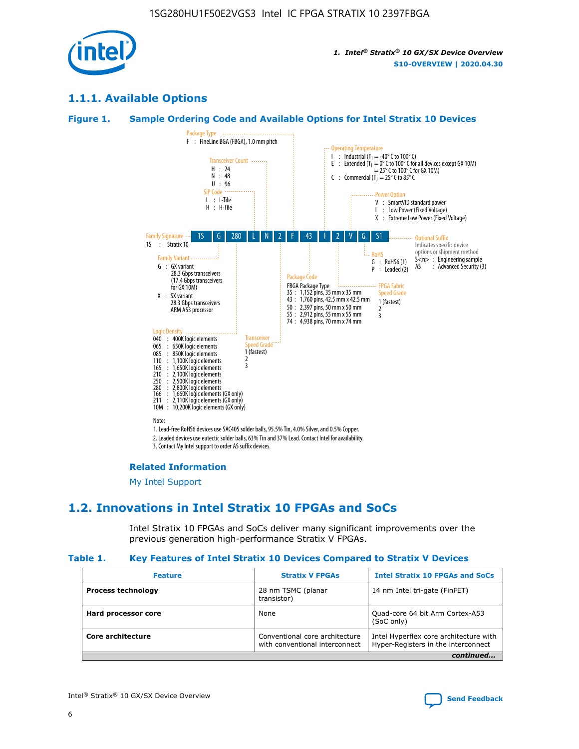## 1.1.1. Available Options

### Figure 1. Sample Ordering Code and Available Options for Intel Stratix 10 Devices

| 1S | G | 280 | L | N | 2 | F | 43 | I | 2 | V | G | S1 |
|---|---|---|---|---|---|---|---|---|---|---|---|---|

**Family Signature**
1S : Stratix 10

**Family Variant**
G : GX variant
28.3 Gbps transceivers
(17.4 Gbps transceivers for GX 10M)
X : SX variant
28.3 Gbps transceivers
ARM A53 processor

**Logic Density**
040 : 400K logic elements
065 : 650K logic elements
085 : 850K logic elements
110 : 1,100K logic elements
165 : 1,650K logic elements
210 : 2,100K logic elements
250 : 2,500K logic elements
280 : 2,800K logic elements
166 : 1,660K logic elements (GX only)
211 : 2,110K logic elements (GX only)
10M : 10,200K logic elements (GX only)

**SiP Code**
L : L-Tile
H : H-Tile

**Transceiver Count**
H : 24
N : 48
U : 96

**Transceiver Speed Grade**
1 (fastest)
2
3

**Package Type**
F : FineLine BGA (FBGA), 1.0 mm pitch

**Package Code**
FBGA Package Type
35 : 1,152 pins, 35 mm x 35 mm
43 : 1,760 pins, 42.5 mm x 42.5 mm
50 : 2,397 pins, 50 mm x 50 mm
55 : 2,912 pins, 55 mm x 55 mm
74 : 4,938 pins, 70 mm x 74 mm

**Operating Temperature**
I : Industrial ($T_J$ = -40° C to 100° C)
E : Extended ($T_J$ = 0° C to 100° C for all devices except GX 10M) = 25° C to 100° C for GX 10M)
C : Commercial ($T_J$ = 25° C to 85° C

**FPGA Fabric Speed Grade**
1 (fastest)
2
3

**Power Option**
V : SmartVID standard power
L : Low Power (Fixed Voltage)
X : Extreme Low Power (Fixed Voltage)

**RoHS**
G : RoHS6 (1)
P : Leaded (2)

**Optional Suffix**
Indicates specific device options or shipment method
S<n> : Engineering sample
AS : Advanced Security (3)

Note:
1. Lead-free RoHS6 devices use SAC405 solder balls, 95.5% Tin, 4.0% Silver, and 0.5% Copper.
2. Leaded devices use eutectic solder balls, 63% Tin and 37% Lead. Contact Intel for availability.
3. Contact My Intel support to order AS suffix devices.

**Related Information**

My Intel Support

## 1.2. Innovations in Intel Stratix 10 FPGAs and SoCs

Intel Stratix 10 FPGAs and SoCs deliver many significant improvements over the previous generation high-performance Stratix V FPGAs.

### Table 1. Key Features of Intel Stratix 10 Devices Compared to Stratix V Devices

| Feature | Stratix V FPGAs | Intel Stratix 10 FPGAs and SoCs |
|---|---|---|
| **Process technology** | 28 nm TSMC (planar transistor) | 14 nm Intel tri-gate (FinFET) |
| **Hard processor core** | None | Quad-core 64 bit Arm Cortex-A53 (SoC only) |
| **Core architecture** | Conventional core architecture with conventional interconnect | Intel Hyperflex core architecture with Hyper-Registers in the interconnect |

*continued...*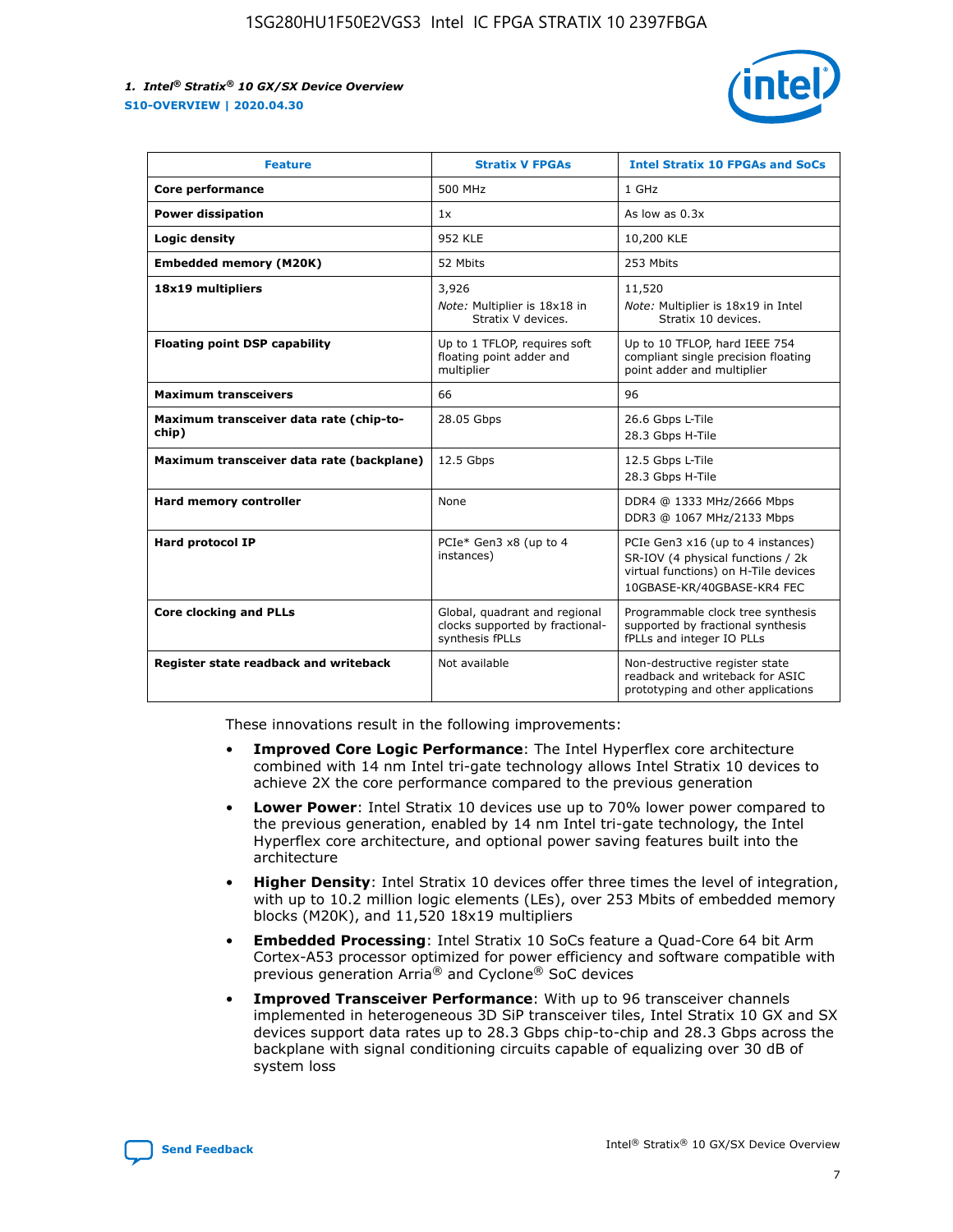| Feature | Stratix V FPGAs | Intel Stratix 10 FPGAs and SoCs |
| --- | --- | --- |
| **Core performance** | 500 MHz | 1 GHz |
| **Power dissipation** | 1x | As low as 0.3x |
| **Logic density** | 952 KLE | 10,200 KLE |
| **Embedded memory (M20K)** | 52 Mbits | 253 Mbits |
| **18x19 multipliers** | 3,926<br>*Note:* Multiplier is 18x18 in Stratix V devices. | 11,520<br>*Note:* Multiplier is 18x19 in Intel Stratix 10 devices. |
| **Floating point DSP capability** | Up to 1 TFLOP, requires soft floating point adder and multiplier | Up to 10 TFLOP, hard IEEE 754 compliant single precision floating point adder and multiplier |
| **Maximum transceivers** | 66 | 96 |
| **Maximum transceiver data rate (chip-to-chip)** | 28.05 Gbps | 26.6 Gbps L-Tile<br>28.3 Gbps H-Tile |
| **Maximum transceiver data rate (backplane)** | 12.5 Gbps | 12.5 Gbps L-Tile<br>28.3 Gbps H-Tile |
| **Hard memory controller** | None | DDR4 @ 1333 MHz/2666 Mbps<br>DDR3 @ 1067 MHz/2133 Mbps |
| **Hard protocol IP** | PCIe* Gen3 x8 (up to 4 instances) | PCIe Gen3 x16 (up to 4 instances)<br>SR-IOV (4 physical functions / 2k virtual functions) on H-Tile devices<br>10GBASE-KR/40GBASE-KR4 FEC |
| **Core clocking and PLLs** | Global, quadrant and regional clocks supported by fractional-synthesis fPLLs | Programmable clock tree synthesis supported by fractional synthesis fPLLs and integer IO PLLs |
| **Register state readback and writeback** | Not available | Non-destructive register state readback and writeback for ASIC prototyping and other applications |

These innovations result in the following improvements:

- **Improved Core Logic Performance**: The Intel Hyperflex core architecture combined with 14 nm Intel tri-gate technology allows Intel Stratix 10 devices to achieve 2X the core performance compared to the previous generation
- **Lower Power**: Intel Stratix 10 devices use up to 70% lower power compared to the previous generation, enabled by 14 nm Intel tri-gate technology, the Intel Hyperflex core architecture, and optional power saving features built into the architecture
- **Higher Density**: Intel Stratix 10 devices offer three times the level of integration, with up to 10.2 million logic elements (LEs), over 253 Mbits of embedded memory blocks (M20K), and 11,520 18x19 multipliers
- **Embedded Processing**: Intel Stratix 10 SoCs feature a Quad-Core 64 bit Arm Cortex-A53 processor optimized for power efficiency and software compatible with previous generation Arria® and Cyclone® SoC devices
- **Improved Transceiver Performance**: With up to 96 transceiver channels implemented in heterogeneous 3D SiP transceiver tiles, Intel Stratix 10 GX and SX devices support data rates up to 28.3 Gbps chip-to-chip and 28.3 Gbps across the backplane with signal conditioning circuits capable of equalizing over 30 dB of system loss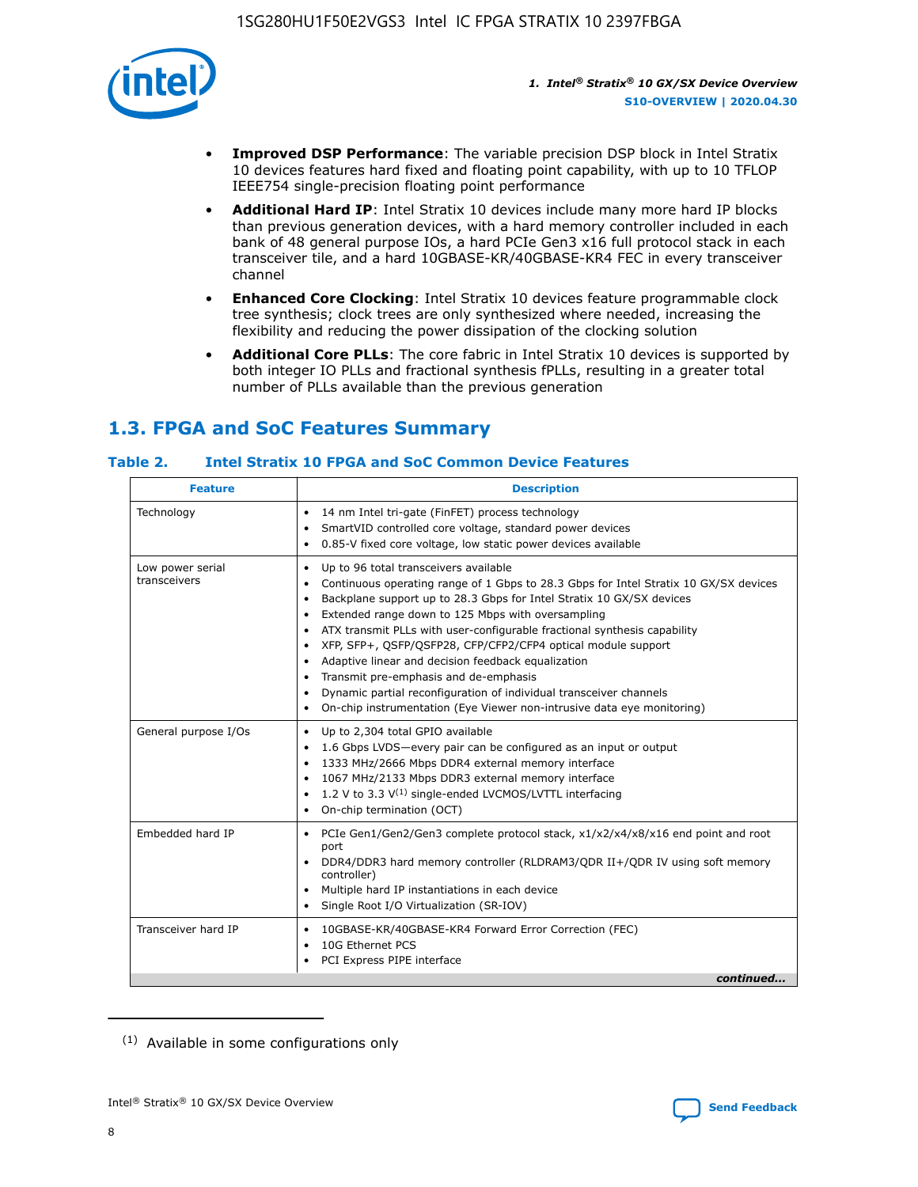- **Improved DSP Performance**: The variable precision DSP block in Intel Stratix 10 devices features hard fixed and floating point capability, with up to 10 TFLOP IEEE754 single-precision floating point performance
- **Additional Hard IP**: Intel Stratix 10 devices include many more hard IP blocks than previous generation devices, with a hard memory controller included in each bank of 48 general purpose IOs, a hard PCIe Gen3 x16 full protocol stack in each transceiver tile, and a hard 10GBASE-KR/40GBASE-KR4 FEC in every transceiver channel
- **Enhanced Core Clocking**: Intel Stratix 10 devices feature programmable clock tree synthesis; clock trees are only synthesized where needed, increasing the flexibility and reducing the power dissipation of the clocking solution
- **Additional Core PLLs**: The core fabric in Intel Stratix 10 devices is supported by both integer IO PLLs and fractional synthesis fPLLs, resulting in a greater total number of PLLs available than the previous generation

## 1.3. FPGA and SoC Features Summary

### Table 2. Intel Stratix 10 FPGA and SoC Common Device Features

| Feature | Description |
|---|---|
| Technology | • 14 nm Intel tri-gate (FinFET) process technology<br>• SmartVID controlled core voltage, standard power devices<br>• 0.85-V fixed core voltage, low static power devices available |
| Low power serial transceivers | • Up to 96 total transceivers available<br>• Continuous operating range of 1 Gbps to 28.3 Gbps for Intel Stratix 10 GX/SX devices<br>• Backplane support up to 28.3 Gbps for Intel Stratix 10 GX/SX devices<br>• Extended range down to 125 Mbps with oversampling<br>• ATX transmit PLLs with user-configurable fractional synthesis capability<br>• XFP, SFP+, QSFP/QSFP28, CFP/CFP2/CFP4 optical module support<br>• Adaptive linear and decision feedback equalization<br>• Transmit pre-emphasis and de-emphasis<br>• Dynamic partial reconfiguration of individual transceiver channels<br>• On-chip instrumentation (Eye Viewer non-intrusive data eye monitoring) |
| General purpose I/Os | • Up to 2,304 total GPIO available<br>• 1.6 Gbps LVDS—every pair can be configured as an input or output<br>• 1333 MHz/2666 Mbps DDR4 external memory interface<br>• 1067 MHz/2133 Mbps DDR3 external memory interface<br>• 1.2 V to 3.3 V[1] single-ended LVCMOS/LVTTL interfacing<br>• On-chip termination (OCT) |
| Embedded hard IP | • PCIe Gen1/Gen2/Gen3 complete protocol stack, x1/x2/x4/x8/x16 end point and root port<br>• DDR4/DDR3 hard memory controller (RLDRAM3/QDR II+/QDR IV using soft memory controller)<br>• Multiple hard IP instantiations in each device<br>• Single Root I/O Virtualization (SR-IOV) |
| Transceiver hard IP | • 10GBASE-KR/40GBASE-KR4 Forward Error Correction (FEC)<br>• 10G Ethernet PCS<br>• PCI Express PIPE interface |

*continued...*

(1) Available in some configurations only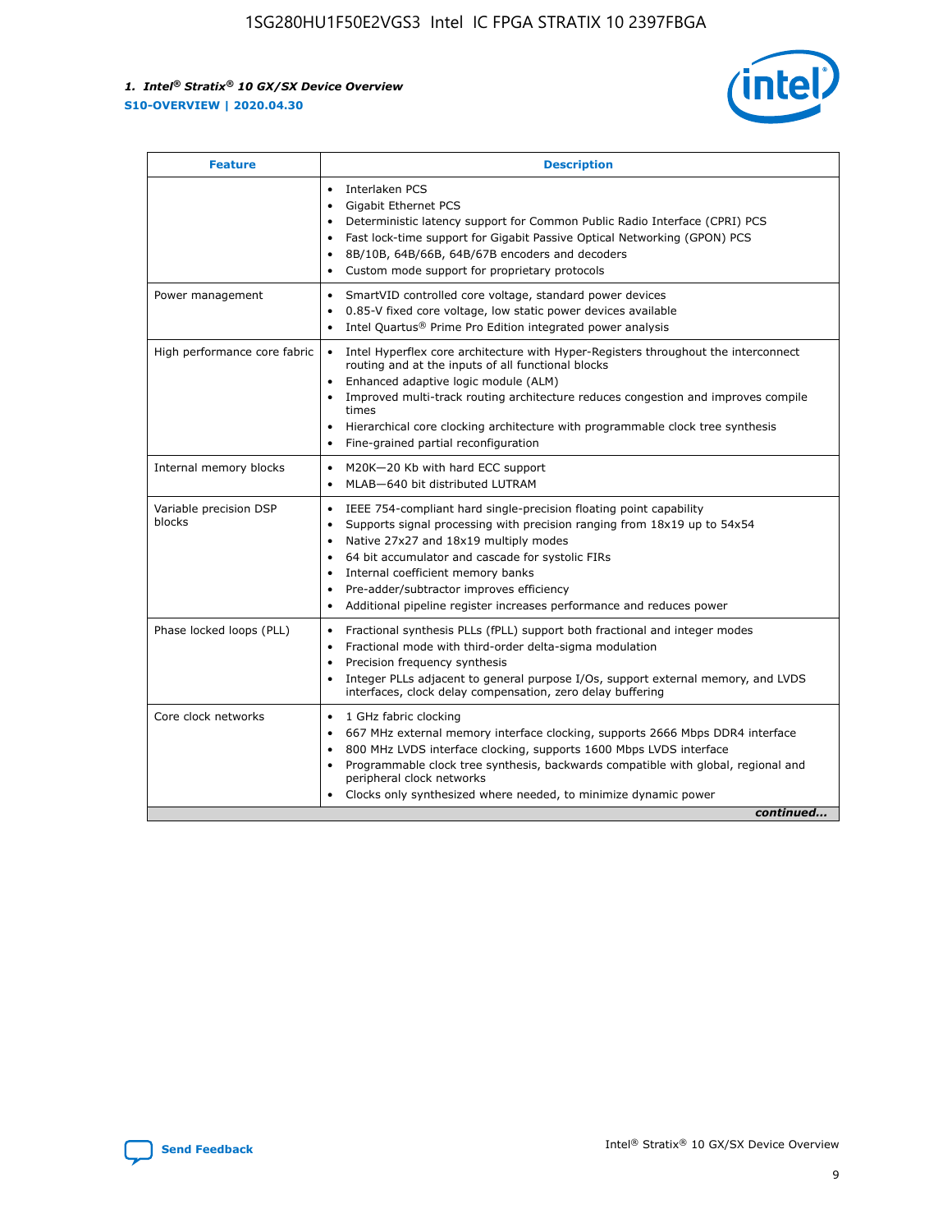| Feature | Description |
| --- | --- |
| | • Interlaken PCS<br>• Gigabit Ethernet PCS<br>• Deterministic latency support for Common Public Radio Interface (CPRI) PCS<br>• Fast lock-time support for Gigabit Passive Optical Networking (GPON) PCS<br>• 8B/10B, 64B/66B, 64B/67B encoders and decoders<br>• Custom mode support for proprietary protocols |
| Power management | • SmartVID controlled core voltage, standard power devices<br>• 0.85-V fixed core voltage, low static power devices available<br>• Intel Quartus® Prime Pro Edition integrated power analysis |
| High performance core fabric | • Intel Hyperflex core architecture with Hyper-Registers throughout the interconnect routing and at the inputs of all functional blocks<br>• Enhanced adaptive logic module (ALM)<br>• Improved multi-track routing architecture reduces congestion and improves compile times<br>• Hierarchical core clocking architecture with programmable clock tree synthesis<br>• Fine-grained partial reconfiguration |
| Internal memory blocks | • M20K—20 Kb with hard ECC support<br>• MLAB—640 bit distributed LUTRAM |
| Variable precision DSP blocks | • IEEE 754-compliant hard single-precision floating point capability<br>• Supports signal processing with precision ranging from 18x19 up to 54x54<br>• Native 27x27 and 18x19 multiply modes<br>• 64 bit accumulator and cascade for systolic FIRs<br>• Internal coefficient memory banks<br>• Pre-adder/subtractor improves efficiency<br>• Additional pipeline register increases performance and reduces power |
| Phase locked loops (PLL) | • Fractional synthesis PLLs (fPLL) support both fractional and integer modes<br>• Fractional mode with third-order delta-sigma modulation<br>• Precision frequency synthesis<br>• Integer PLLs adjacent to general purpose I/Os, support external memory, and LVDS interfaces, clock delay compensation, zero delay buffering |
| Core clock networks | • 1 GHz fabric clocking<br>• 667 MHz external memory interface clocking, supports 2666 Mbps DDR4 interface<br>• 800 MHz LVDS interface clocking, supports 1600 Mbps LVDS interface<br>• Programmable clock tree synthesis, backwards compatible with global, regional and peripheral clock networks<br>• Clocks only synthesized where needed, to minimize dynamic power |

*continued...*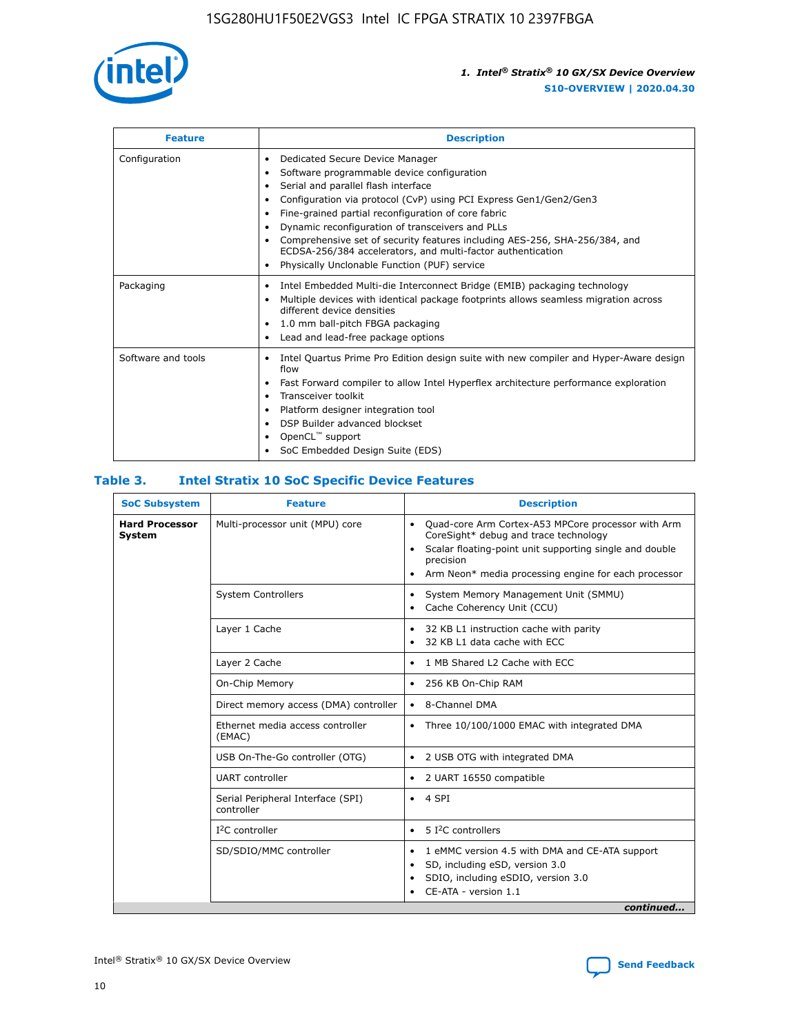| Feature | Description |
| --- | --- |
| Configuration | • Dedicated Secure Device Manager<br>• Software programmable device configuration<br>• Serial and parallel flash interface<br>• Configuration via protocol (CvP) using PCI Express Gen1/Gen2/Gen3<br>• Fine-grained partial reconfiguration of core fabric<br>• Dynamic reconfiguration of transceivers and PLLs<br>• Comprehensive set of security features including AES-256, SHA-256/384, and ECDSA-256/384 accelerators, and multi-factor authentication<br>• Physically Unclonable Function (PUF) service |
| Packaging | • Intel Embedded Multi-die Interconnect Bridge (EMIB) packaging technology<br>• Multiple devices with identical package footprints allows seamless migration across different device densities<br>• 1.0 mm ball-pitch FBGA packaging<br>• Lead and lead-free package options |
| Software and tools | • Intel Quartus Prime Pro Edition design suite with new compiler and Hyper-Aware design flow<br>• Fast Forward compiler to allow Intel Hyperflex architecture performance exploration<br>• Transceiver toolkit<br>• Platform designer integration tool<br>• DSP Builder advanced blockset<br>• OpenCL™ support<br>• SoC Embedded Design Suite (EDS) |

## Table 3. Intel Stratix 10 SoC Specific Device Features

| SoC Subsystem | Feature | Description |
| --- | --- | --- |
| **Hard Processor System** | Multi-processor unit (MPU) core | • Quad-core Arm Cortex-A53 MPCore processor with Arm CoreSight* debug and trace technology<br>• Scalar floating-point unit supporting single and double precision<br>• Arm Neon* media processing engine for each processor |
| | System Controllers | • System Memory Management Unit (SMMU)<br>• Cache Coherency Unit (CCU) |
| | Layer 1 Cache | • 32 KB L1 instruction cache with parity<br>• 32 KB L1 data cache with ECC |
| | Layer 2 Cache | • 1 MB Shared L2 Cache with ECC |
| | On-Chip Memory | • 256 KB On-Chip RAM |
| | Direct memory access (DMA) controller | • 8-Channel DMA |
| | Ethernet media access controller (EMAC) | • Three 10/100/1000 EMAC with integrated DMA |
| | USB On-The-Go controller (OTG) | • 2 USB OTG with integrated DMA |
| | UART controller | • 2 UART 16550 compatible |
| | Serial Peripheral Interface (SPI) controller | • 4 SPI |
| | I²C controller | • 5 I²C controllers |
| | SD/SDIO/MMC controller | • 1 eMMC version 4.5 with DMA and CE-ATA support<br>• SD, including eSD, version 3.0<br>• SDIO, including eSDIO, version 3.0<br>• CE-ATA - version 1.1 |

*continued...*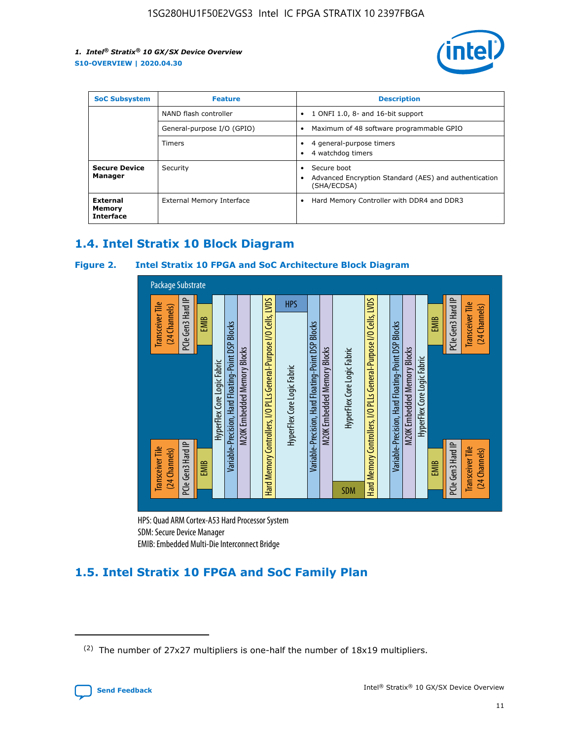| SoC Subsystem | Feature | Description |
| --- | --- | --- |
| | NAND flash controller | • 1 ONFI 1.0, 8- and 16-bit support |
| | General-purpose I/O (GPIO) | • Maximum of 48 software programmable GPIO |
| | Timers | • 4 general-purpose timers<br>• 4 watchdog timers |
| **Secure Device Manager** | Security | • Secure boot<br>• Advanced Encryption Standard (AES) and authentication (SHA/ECDSA) |
| **External Memory Interface** | External Memory Interface | • Hard Memory Controller with DDR4 and DDR3 |

## 1.4. Intel Stratix 10 Block Diagram

**Figure 2. Intel Stratix 10 FPGA and SoC Architecture Block Diagram**

Package Substrate

Transceiver Tile (24 Channels) | PCIe Gen3 Hard IP | EMIB | HyperFlex Core Logic Fabric | Variable-Precision, Hard Floating-Point DSP Blocks | M20K Embedded Memory Blocks | Hard Memory Controllers, I/O PLLs General-Purpose I/O Cells, LVDS | HPS | HyperFlex Core Logic Fabric | SDM | EMIB | PCIe Gen3 Hard IP | Transceiver Tile (24 Channels)

HPS: Quad ARM Cortex-A53 Hard Processor System
SDM: Secure Device Manager
EMIB: Embedded Multi-Die Interconnect Bridge

## 1.5. Intel Stratix 10 FPGA and SoC Family Plan

(2) The number of 27x27 multipliers is one-half the number of 18x19 multipliers.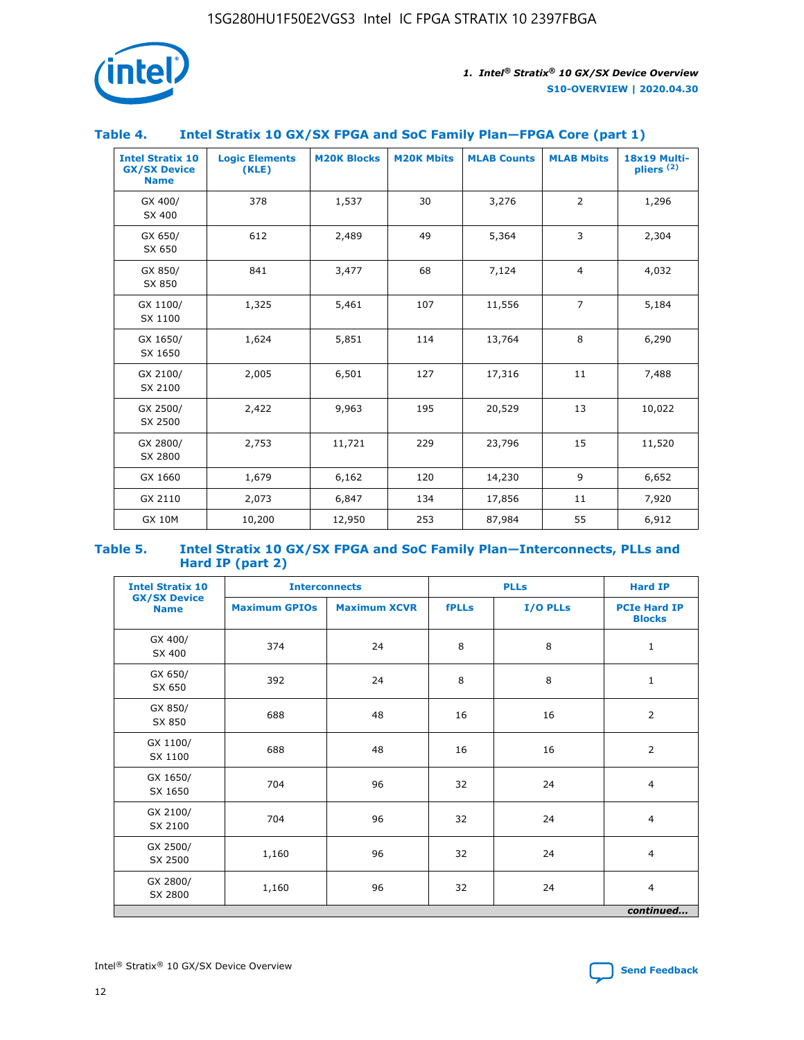## Table 4. Intel Stratix 10 GX/SX FPGA and SoC Family Plan—FPGA Core (part 1)

| Intel Stratix 10 GX/SX Device Name | Logic Elements (KLE) | M20K Blocks | M20K Mbits | MLAB Counts | MLAB Mbits | 18x19 Multi-pliers (2) |
|---|---|---|---|---|---|---|
| GX 400/ SX 400 | 378 | 1,537 | 30 | 3,276 | 2 | 1,296 |
| GX 650/ SX 650 | 612 | 2,489 | 49 | 5,364 | 3 | 2,304 |
| GX 850/ SX 850 | 841 | 3,477 | 68 | 7,124 | 4 | 4,032 |
| GX 1100/ SX 1100 | 1,325 | 5,461 | 107 | 11,556 | 7 | 5,184 |
| GX 1650/ SX 1650 | 1,624 | 5,851 | 114 | 13,764 | 8 | 6,290 |
| GX 2100/ SX 2100 | 2,005 | 6,501 | 127 | 17,316 | 11 | 7,488 |
| GX 2500/ SX 2500 | 2,422 | 9,963 | 195 | 20,529 | 13 | 10,022 |
| GX 2800/ SX 2800 | 2,753 | 11,721 | 229 | 23,796 | 15 | 11,520 |
| GX 1660 | 1,679 | 6,162 | 120 | 14,230 | 9 | 6,652 |
| GX 2110 | 2,073 | 6,847 | 134 | 17,856 | 11 | 7,920 |
| GX 10M | 10,200 | 12,950 | 253 | 87,984 | 55 | 6,912 |

## Table 5. Intel Stratix 10 GX/SX FPGA and SoC Family Plan—Interconnects, PLLs and Hard IP (part 2)

| Intel Stratix 10 GX/SX Device Name | Interconnects | | PLLs | | Hard IP |
|---|---|---|---|---|---|
| | Maximum GPIOs | Maximum XCVR | fPLLs | I/O PLLs | PCIe Hard IP Blocks |
| GX 400/ SX 400 | 374 | 24 | 8 | 8 | 1 |
| GX 650/ SX 650 | 392 | 24 | 8 | 8 | 1 |
| GX 850/ SX 850 | 688 | 48 | 16 | 16 | 2 |
| GX 1100/ SX 1100 | 688 | 48 | 16 | 16 | 2 |
| GX 1650/ SX 1650 | 704 | 96 | 32 | 24 | 4 |
| GX 2100/ SX 2100 | 704 | 96 | 32 | 24 | 4 |
| GX 2500/ SX 2500 | 1,160 | 96 | 32 | 24 | 4 |
| GX 2800/ SX 2800 | 1,160 | 96 | 32 | 24 | 4 |

*continued...*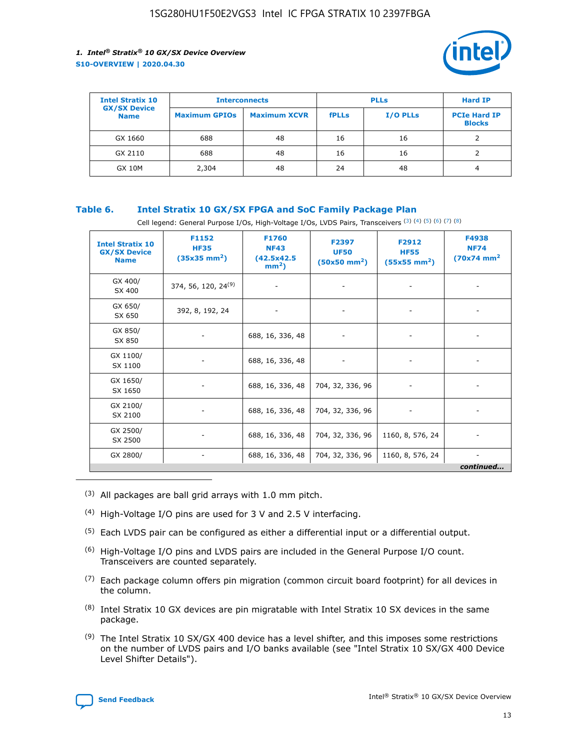| Intel Stratix 10 GX/SX Device Name | Interconnects | | PLLs | | Hard IP |
|---|---|---|---|---|---|
| | Maximum GPIOs | Maximum XCVR | fPLLs | I/O PLLs | PCIe Hard IP Blocks |
| GX 1660 | 688 | 48 | 16 | 16 | 2 |
| GX 2110 | 688 | 48 | 16 | 16 | 2 |
| GX 10M | 2,304 | 48 | 24 | 48 | 4 |

### Table 6. Intel Stratix 10 GX/SX FPGA and SoC Family Package Plan

Cell legend: General Purpose I/Os, High-Voltage I/Os, LVDS Pairs, Transceivers (3) (4) (5) (6) (7) (8)

| Intel Stratix 10 GX/SX Device Name | F1152 HF35 (35x35 mm²) | F1760 NF43 (42.5x42.5 mm²) | F2397 UF50 (50x50 mm²) | F2912 HF55 (55x55 mm²) | F4938 NF74 (70x74 mm² |
|---|---|---|---|---|---|
| GX 400/ SX 400 | 374, 56, 120, 24(9) | - | - | - | - |
| GX 650/ SX 650 | 392, 8, 192, 24 | - | - | - | - |
| GX 850/ SX 850 | - | 688, 16, 336, 48 | - | - | - |
| GX 1100/ SX 1100 | - | 688, 16, 336, 48 | - | - | - |
| GX 1650/ SX 1650 | - | 688, 16, 336, 48 | 704, 32, 336, 96 | - | - |
| GX 2100/ SX 2100 | - | 688, 16, 336, 48 | 704, 32, 336, 96 | - | - |
| GX 2500/ SX 2500 | - | 688, 16, 336, 48 | 704, 32, 336, 96 | 1160, 8, 576, 24 | - |
| GX 2800/ | - | 688, 16, 336, 48 | 704, 32, 336, 96 | 1160, 8, 576, 24 | - |

*continued...*

(3) All packages are ball grid arrays with 1.0 mm pitch.

(4) High-Voltage I/O pins are used for 3 V and 2.5 V interfacing.

(5) Each LVDS pair can be configured as either a differential input or a differential output.

(6) High-Voltage I/O pins and LVDS pairs are included in the General Purpose I/O count. Transceivers are counted separately.

(7) Each package column offers pin migration (common circuit board footprint) for all devices in the column.

(8) Intel Stratix 10 GX devices are pin migratable with Intel Stratix 10 SX devices in the same package.

(9) The Intel Stratix 10 SX/GX 400 device has a level shifter, and this imposes some restrictions on the number of LVDS pairs and I/O banks available (see "Intel Stratix 10 SX/GX 400 Device Level Shifter Details").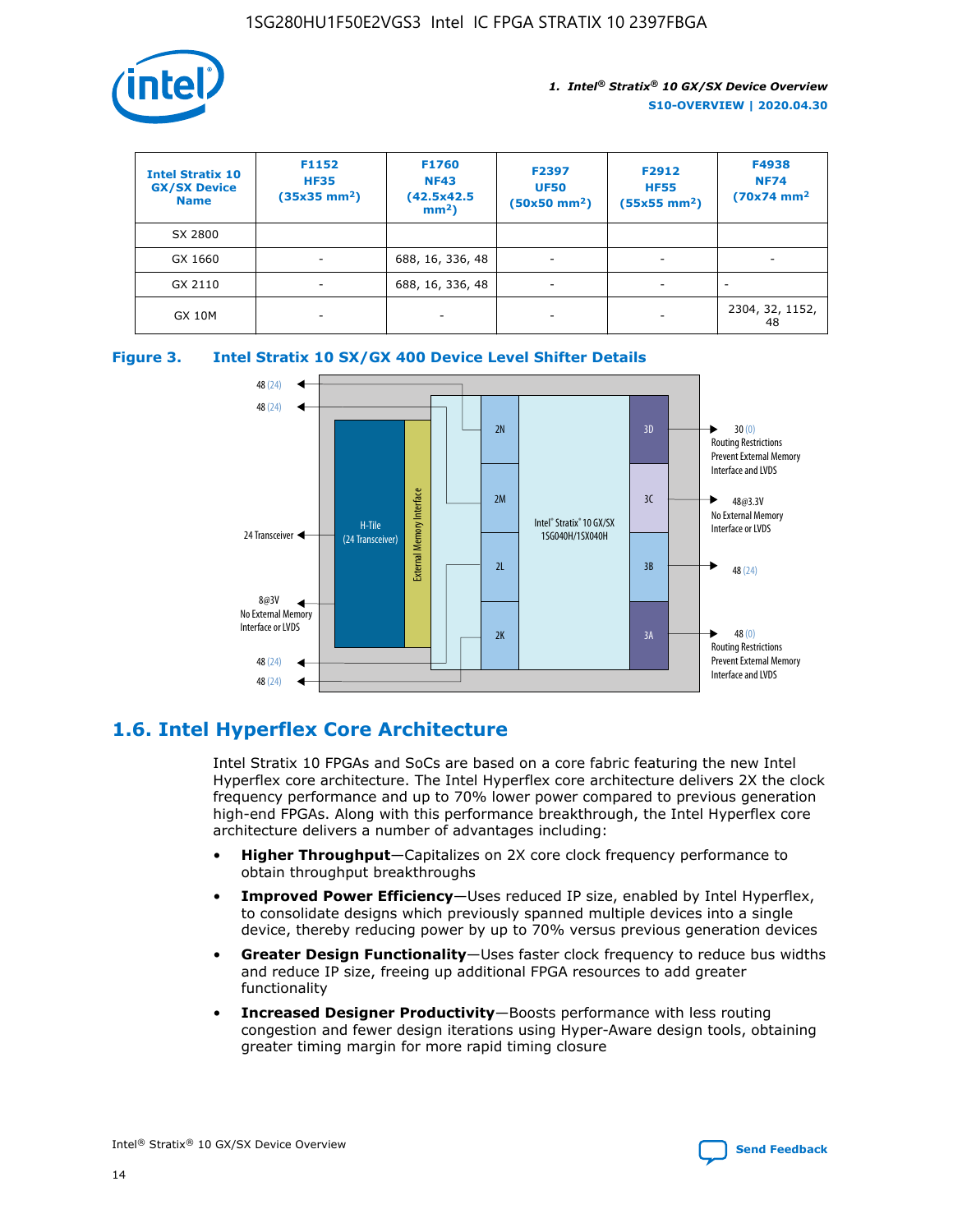| Intel Stratix 10 GX/SX Device Name | F1152 HF35 (35x35 mm²) | F1760 NF43 (42.5x42.5 mm²) | F2397 UF50 (50x50 mm²) | F2912 HF55 (55x55 mm²) | F4938 NF74 (70x74 mm² |
|---|---|---|---|---|---|
| SX 2800 | | | | | |
| GX 1660 | - | 688, 16, 336, 48 | - | - | - |
| GX 2110 | - | 688, 16, 336, 48 | - | - | - |
| GX 10M | - | - | - | - | 2304, 32, 1152, 48 |

**Figure 3. Intel Stratix 10 SX/GX 400 Device Level Shifter Details**

## 1.6. Intel Hyperflex Core Architecture

Intel Stratix 10 FPGAs and SoCs are based on a core fabric featuring the new Intel Hyperflex core architecture. The Intel Hyperflex core architecture delivers 2X the clock frequency performance and up to 70% lower power compared to previous generation high-end FPGAs. Along with this performance breakthrough, the Intel Hyperflex core architecture delivers a number of advantages including:

- **Higher Throughput**—Capitalizes on 2X core clock frequency performance to obtain throughput breakthroughs
- **Improved Power Efficiency**—Uses reduced IP size, enabled by Intel Hyperflex, to consolidate designs which previously spanned multiple devices into a single device, thereby reducing power by up to 70% versus previous generation devices
- **Greater Design Functionality**—Uses faster clock frequency to reduce bus widths and reduce IP size, freeing up additional FPGA resources to add greater functionality
- **Increased Designer Productivity**—Boosts performance with less routing congestion and fewer design iterations using Hyper-Aware design tools, obtaining greater timing margin for more rapid timing closure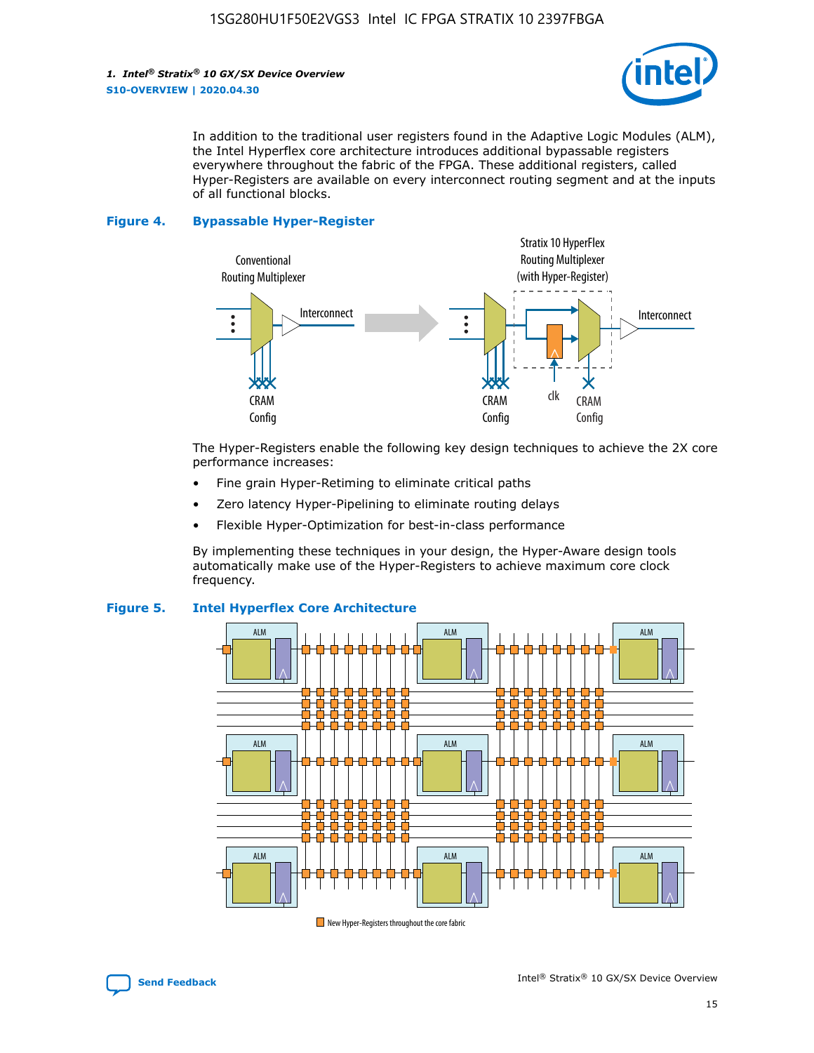In addition to the traditional user registers found in the Adaptive Logic Modules (ALM), the Intel Hyperflex core architecture introduces additional bypassable registers everywhere throughout the fabric of the FPGA. These additional registers, called Hyper-Registers are available on every interconnect routing segment and at the inputs of all functional blocks.

**Figure 4. Bypassable Hyper-Register**

The Hyper-Registers enable the following key design techniques to achieve the 2X core performance increases:

- Fine grain Hyper-Retiming to eliminate critical paths
- Zero latency Hyper-Pipelining to eliminate routing delays
- Flexible Hyper-Optimization for best-in-class performance

By implementing these techniques in your design, the Hyper-Aware design tools automatically make use of the Hyper-Registers to achieve maximum core clock frequency.

**Figure 5. Intel Hyperflex Core Architecture**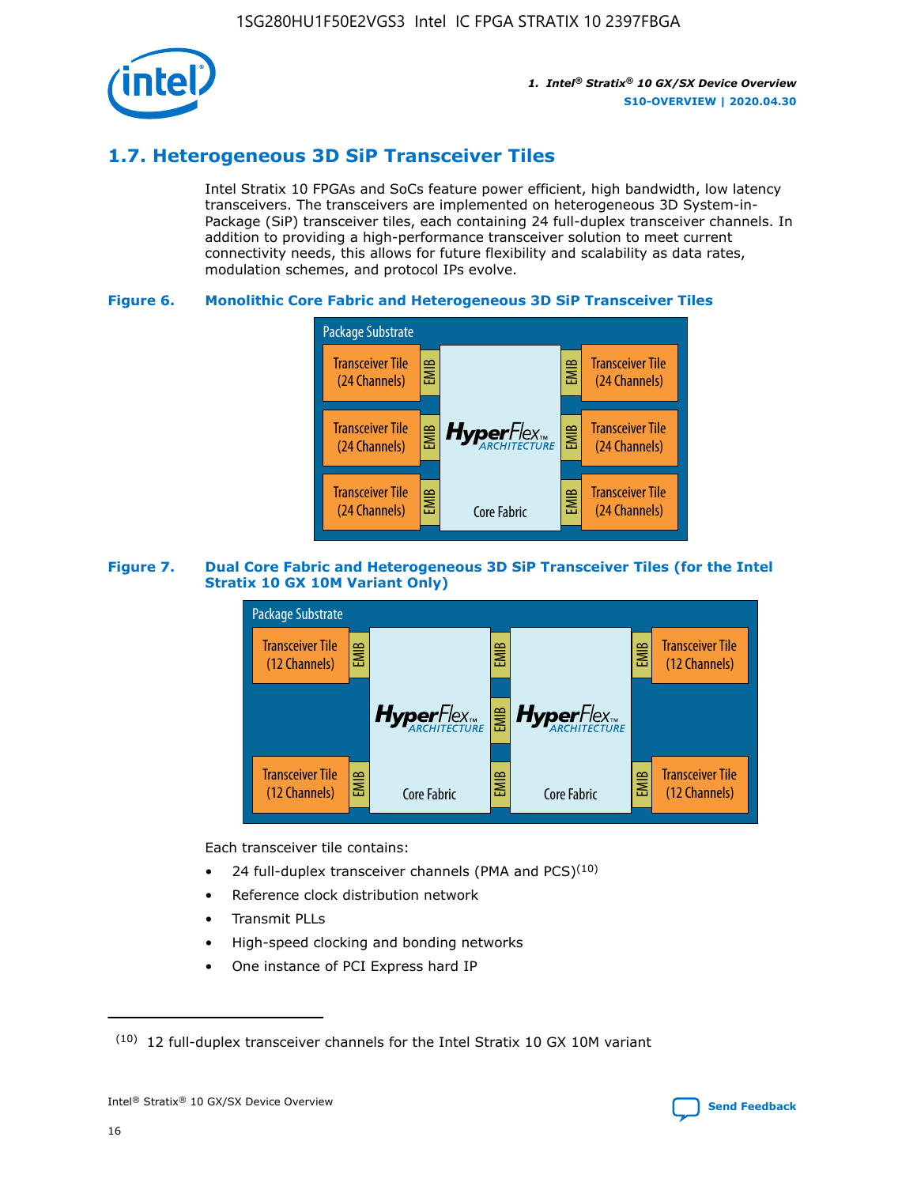## 1.7. Heterogeneous 3D SiP Transceiver Tiles

Intel Stratix 10 FPGAs and SoCs feature power efficient, high bandwidth, low latency transceivers. The transceivers are implemented on heterogeneous 3D System-in-Package (SiP) transceiver tiles, each containing 24 full-duplex transceiver channels. In addition to providing a high-performance transceiver solution to meet current connectivity needs, this allows for future flexibility and scalability as data rates, modulation schemes, and protocol IPs evolve.

**Figure 6. Monolithic Core Fabric and Heterogeneous 3D SiP Transceiver Tiles**

Package Substrate

Transceiver Tile (24 Channels) | EMIB | HyperFlex ARCHITECTURE Core Fabric | EMIB | Transceiver Tile (24 Channels)

Transceiver Tile (24 Channels) | EMIB | | EMIB | Transceiver Tile (24 Channels)

Transceiver Tile (24 Channels) | EMIB | | EMIB | Transceiver Tile (24 Channels)

**Figure 7. Dual Core Fabric and Heterogeneous 3D SiP Transceiver Tiles (for the Intel Stratix 10 GX 10M Variant Only)**

Package Substrate

Transceiver Tile (12 Channels) | EMIB | HyperFlex ARCHITECTURE Core Fabric | EMIB | HyperFlex ARCHITECTURE Core Fabric | EMIB | Transceiver Tile (12 Channels)

Transceiver Tile (12 Channels) | EMIB | | EMIB | | EMIB | Transceiver Tile (12 Channels)

Each transceiver tile contains:

- 24 full-duplex transceiver channels (PMA and PCS)[10]
- Reference clock distribution network
- Transmit PLLs
- High-speed clocking and bonding networks
- One instance of PCI Express hard IP

(10) 12 full-duplex transceiver channels for the Intel Stratix 10 GX 10M variant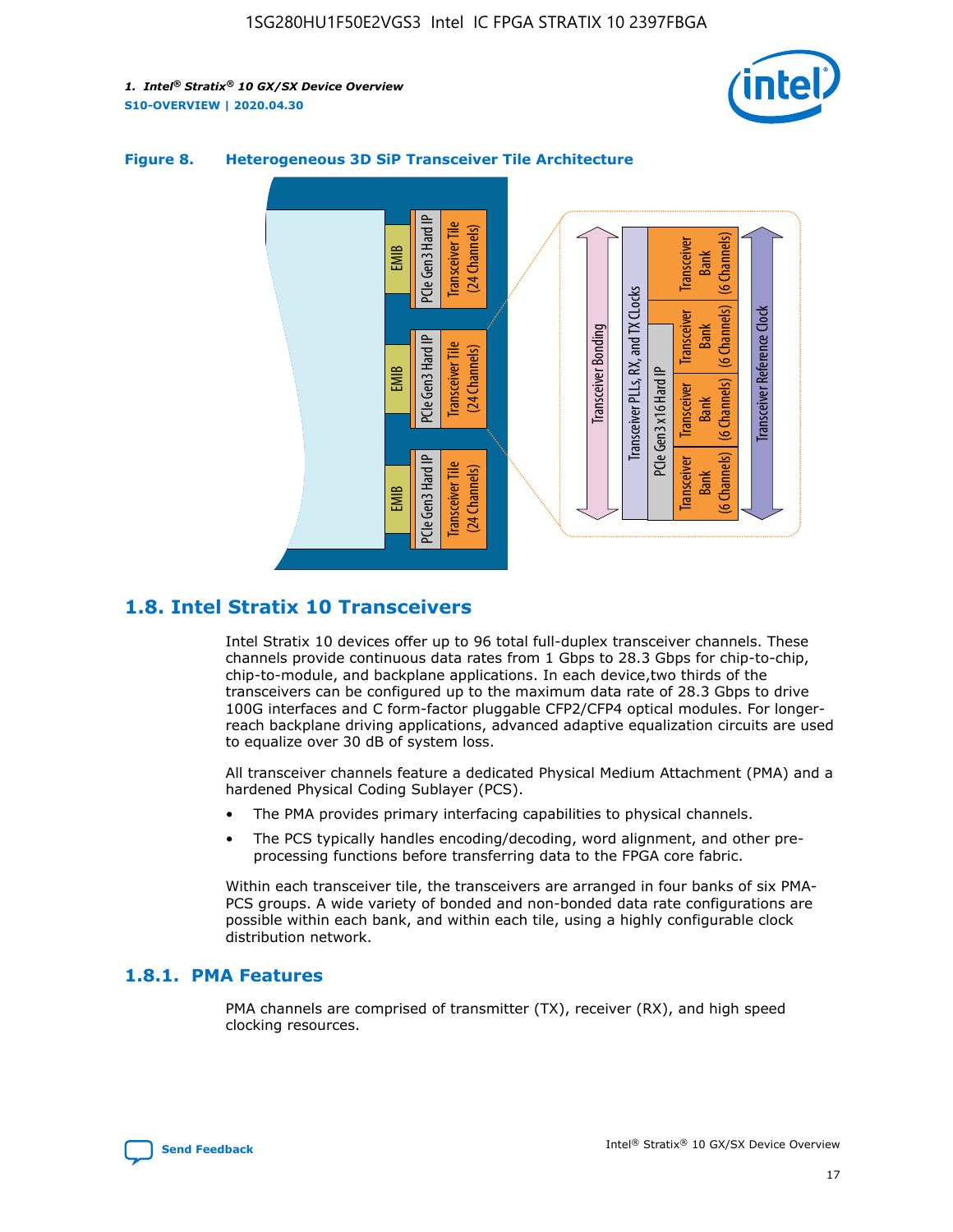**Figure 8. Heterogeneous 3D SiP Transceiver Tile Architecture**

## 1.8. Intel Stratix 10 Transceivers

Intel Stratix 10 devices offer up to 96 total full-duplex transceiver channels. These channels provide continuous data rates from 1 Gbps to 28.3 Gbps for chip-to-chip, chip-to-module, and backplane applications. In each device,two thirds of the transceivers can be configured up to the maximum data rate of 28.3 Gbps to drive 100G interfaces and C form-factor pluggable CFP2/CFP4 optical modules. For longer-reach backplane driving applications, advanced adaptive equalization circuits are used to equalize over 30 dB of system loss.

All transceiver channels feature a dedicated Physical Medium Attachment (PMA) and a hardened Physical Coding Sublayer (PCS).

- The PMA provides primary interfacing capabilities to physical channels.
- The PCS typically handles encoding/decoding, word alignment, and other pre-processing functions before transferring data to the FPGA core fabric.

Within each transceiver tile, the transceivers are arranged in four banks of six PMA-PCS groups. A wide variety of bonded and non-bonded data rate configurations are possible within each bank, and within each tile, using a highly configurable clock distribution network.

### 1.8.1. PMA Features

PMA channels are comprised of transmitter (TX), receiver (RX), and high speed clocking resources.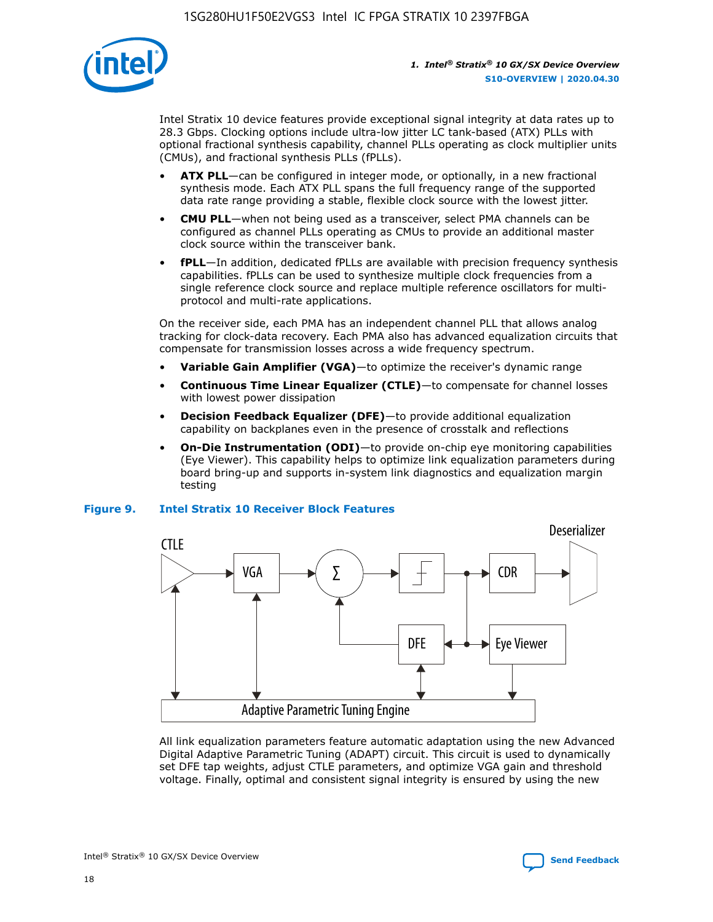Intel Stratix 10 device features provide exceptional signal integrity at data rates up to 28.3 Gbps. Clocking options include ultra-low jitter LC tank-based (ATX) PLLs with optional fractional synthesis capability, channel PLLs operating as clock multiplier units (CMUs), and fractional synthesis PLLs (fPLLs).

- **ATX PLL**—can be configured in integer mode, or optionally, in a new fractional synthesis mode. Each ATX PLL spans the full frequency range of the supported data rate range providing a stable, flexible clock source with the lowest jitter.
- **CMU PLL**—when not being used as a transceiver, select PMA channels can be configured as channel PLLs operating as CMUs to provide an additional master clock source within the transceiver bank.
- **fPLL**—In addition, dedicated fPLLs are available with precision frequency synthesis capabilities. fPLLs can be used to synthesize multiple clock frequencies from a single reference clock source and replace multiple reference oscillators for multi-protocol and multi-rate applications.

On the receiver side, each PMA has an independent channel PLL that allows analog tracking for clock-data recovery. Each PMA also has advanced equalization circuits that compensate for transmission losses across a wide frequency spectrum.

- **Variable Gain Amplifier (VGA)**—to optimize the receiver's dynamic range
- **Continuous Time Linear Equalizer (CTLE)**—to compensate for channel losses with lowest power dissipation
- **Decision Feedback Equalizer (DFE)**—to provide additional equalization capability on backplanes even in the presence of crosstalk and reflections
- **On-Die Instrumentation (ODI)**—to provide on-chip eye monitoring capabilities (Eye Viewer). This capability helps to optimize link equalization parameters during board bring-up and supports in-system link diagnostics and equalization margin testing

**Figure 9. Intel Stratix 10 Receiver Block Features**

All link equalization parameters feature automatic adaptation using the new Advanced Digital Adaptive Parametric Tuning (ADAPT) circuit. This circuit is used to dynamically set DFE tap weights, adjust CTLE parameters, and optimize VGA gain and threshold voltage. Finally, optimal and consistent signal integrity is ensured by using the new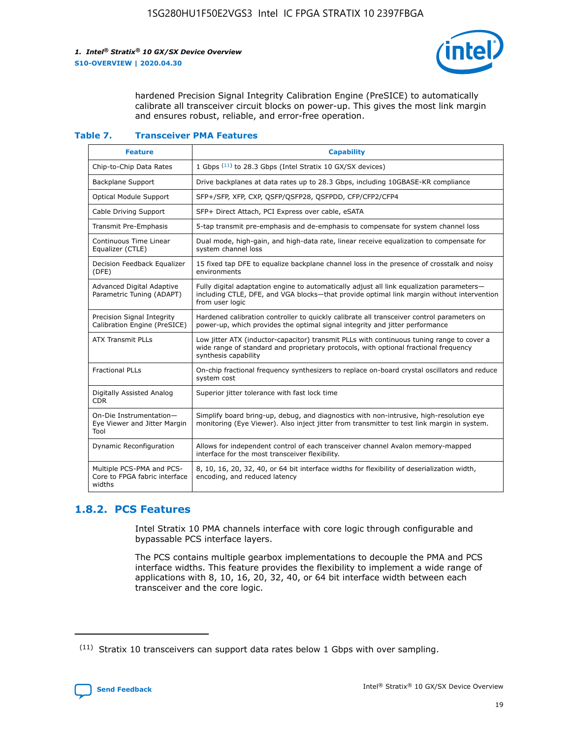hardened Precision Signal Integrity Calibration Engine (PreSICE) to automatically calibrate all transceiver circuit blocks on power-up. This gives the most link margin and ensures robust, reliable, and error-free operation.

**Table 7. Transceiver PMA Features**

| Feature | Capability |
| --- | --- |
| Chip-to-Chip Data Rates | 1 Gbps [11] to 28.3 Gbps (Intel Stratix 10 GX/SX devices) |
| Backplane Support | Drive backplanes at data rates up to 28.3 Gbps, including 10GBASE-KR compliance |
| Optical Module Support | SFP+/SFP, XFP, CXP, QSFP/QSFP28, QSFPDD, CFP/CFP2/CFP4 |
| Cable Driving Support | SFP+ Direct Attach, PCI Express over cable, eSATA |
| Transmit Pre-Emphasis | 5-tap transmit pre-emphasis and de-emphasis to compensate for system channel loss |
| Continuous Time Linear Equalizer (CTLE) | Dual mode, high-gain, and high-data rate, linear receive equalization to compensate for system channel loss |
| Decision Feedback Equalizer (DFE) | 15 fixed tap DFE to equalize backplane channel loss in the presence of crosstalk and noisy environments |
| Advanced Digital Adaptive Parametric Tuning (ADAPT) | Fully digital adaptation engine to automatically adjust all link equalization parameters—including CTLE, DFE, and VGA blocks—that provide optimal link margin without intervention from user logic |
| Precision Signal Integrity Calibration Engine (PreSICE) | Hardened calibration controller to quickly calibrate all transceiver control parameters on power-up, which provides the optimal signal integrity and jitter performance |
| ATX Transmit PLLs | Low jitter ATX (inductor-capacitor) transmit PLLs with continuous tuning range to cover a wide range of standard and proprietary protocols, with optional fractional frequency synthesis capability |
| Fractional PLLs | On-chip fractional frequency synthesizers to replace on-board crystal oscillators and reduce system cost |
| Digitally Assisted Analog CDR | Superior jitter tolerance with fast lock time |
| On-Die Instrumentation—Eye Viewer and Jitter Margin Tool | Simplify board bring-up, debug, and diagnostics with non-intrusive, high-resolution eye monitoring (Eye Viewer). Also inject jitter from transmitter to test link margin in system. |
| Dynamic Reconfiguration | Allows for independent control of each transceiver channel Avalon memory-mapped interface for the most transceiver flexibility. |
| Multiple PCS-PMA and PCS-Core to FPGA fabric interface widths | 8, 10, 16, 20, 32, 40, or 64 bit interface widths for flexibility of deserialization width, encoding, and reduced latency |

## 1.8.2. PCS Features

Intel Stratix 10 PMA channels interface with core logic through configurable and bypassable PCS interface layers.

The PCS contains multiple gearbox implementations to decouple the PMA and PCS interface widths. This feature provides the flexibility to implement a wide range of applications with 8, 10, 16, 20, 32, 40, or 64 bit interface width between each transceiver and the core logic.

[11] Stratix 10 transceivers can support data rates below 1 Gbps with over sampling.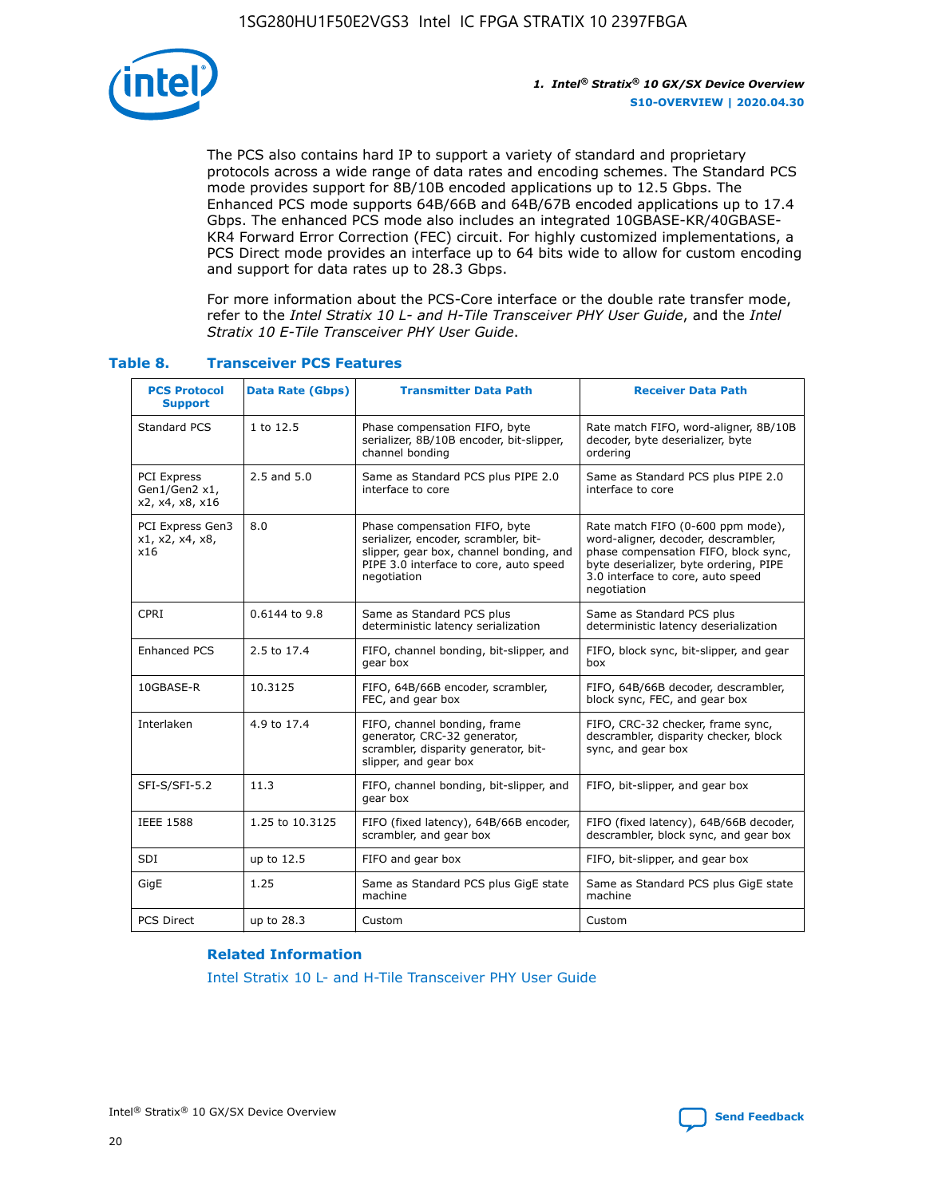The PCS also contains hard IP to support a variety of standard and proprietary protocols across a wide range of data rates and encoding schemes. The Standard PCS mode provides support for 8B/10B encoded applications up to 12.5 Gbps. The Enhanced PCS mode supports 64B/66B and 64B/67B encoded applications up to 17.4 Gbps. The enhanced PCS mode also includes an integrated 10GBASE-KR/40GBASE-KR4 Forward Error Correction (FEC) circuit. For highly customized implementations, a PCS Direct mode provides an interface up to 64 bits wide to allow for custom encoding and support for data rates up to 28.3 Gbps.

For more information about the PCS-Core interface or the double rate transfer mode, refer to the *Intel Stratix 10 L- and H-Tile Transceiver PHY User Guide*, and the *Intel Stratix 10 E-Tile Transceiver PHY User Guide*.

**Table 8. Transceiver PCS Features**

| PCS Protocol Support | Data Rate (Gbps) | Transmitter Data Path | Receiver Data Path |
|---|---|---|---|
| Standard PCS | 1 to 12.5 | Phase compensation FIFO, byte serializer, 8B/10B encoder, bit-slipper, channel bonding | Rate match FIFO, word-aligner, 8B/10B decoder, byte deserializer, byte ordering |
| PCI Express Gen1/Gen2 x1, x2, x4, x8, x16 | 2.5 and 5.0 | Same as Standard PCS plus PIPE 2.0 interface to core | Same as Standard PCS plus PIPE 2.0 interface to core |
| PCI Express Gen3 x1, x2, x4, x8, x16 | 8.0 | Phase compensation FIFO, byte serializer, encoder, scrambler, bit-slipper, gear box, channel bonding, and PIPE 3.0 interface to core, auto speed negotiation | Rate match FIFO (0-600 ppm mode), word-aligner, decoder, descrambler, phase compensation FIFO, block sync, byte deserializer, byte ordering, PIPE 3.0 interface to core, auto speed negotiation |
| CPRI | 0.6144 to 9.8 | Same as Standard PCS plus deterministic latency serialization | Same as Standard PCS plus deterministic latency deserialization |
| Enhanced PCS | 2.5 to 17.4 | FIFO, channel bonding, bit-slipper, and gear box | FIFO, block sync, bit-slipper, and gear box |
| 10GBASE-R | 10.3125 | FIFO, 64B/66B encoder, scrambler, FEC, and gear box | FIFO, 64B/66B decoder, descrambler, block sync, FEC, and gear box |
| Interlaken | 4.9 to 17.4 | FIFO, channel bonding, frame generator, CRC-32 generator, scrambler, disparity generator, bit-slipper, and gear box | FIFO, CRC-32 checker, frame sync, descrambler, disparity checker, block sync, and gear box |
| SFI-S/SFI-5.2 | 11.3 | FIFO, channel bonding, bit-slipper, and gear box | FIFO, bit-slipper, and gear box |
| IEEE 1588 | 1.25 to 10.3125 | FIFO (fixed latency), 64B/66B encoder, scrambler, and gear box | FIFO (fixed latency), 64B/66B decoder, descrambler, block sync, and gear box |
| SDI | up to 12.5 | FIFO and gear box | FIFO, bit-slipper, and gear box |
| GigE | 1.25 | Same as Standard PCS plus GigE state machine | Same as Standard PCS plus GigE state machine |
| PCS Direct | up to 28.3 | Custom | Custom |

**Related Information**

Intel Stratix 10 L- and H-Tile Transceiver PHY User Guide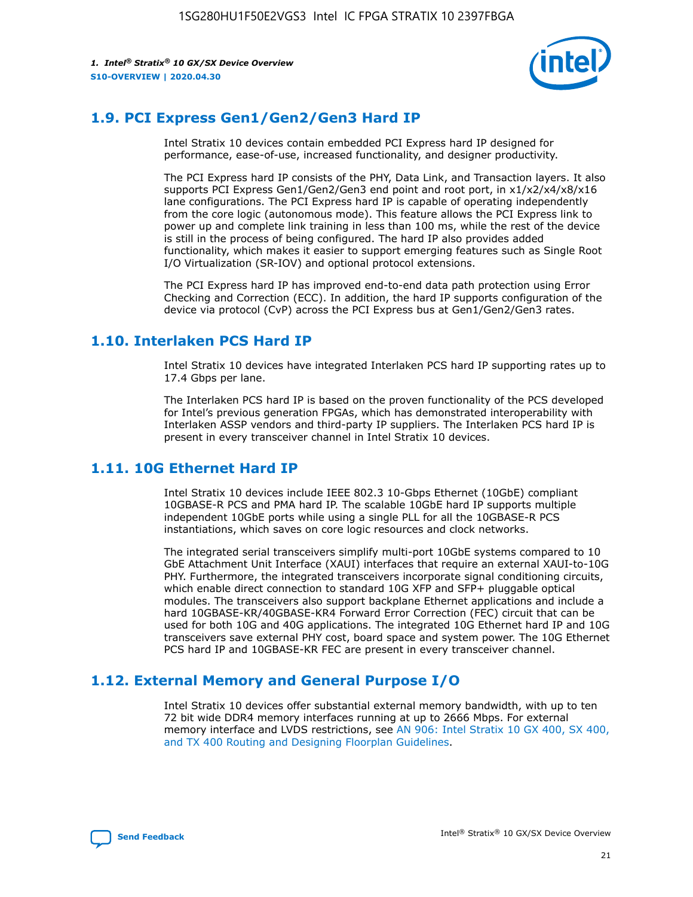## 1.9. PCI Express Gen1/Gen2/Gen3 Hard IP

Intel Stratix 10 devices contain embedded PCI Express hard IP designed for performance, ease-of-use, increased functionality, and designer productivity.

The PCI Express hard IP consists of the PHY, Data Link, and Transaction layers. It also supports PCI Express Gen1/Gen2/Gen3 end point and root port, in x1/x2/x4/x8/x16 lane configurations. The PCI Express hard IP is capable of operating independently from the core logic (autonomous mode). This feature allows the PCI Express link to power up and complete link training in less than 100 ms, while the rest of the device is still in the process of being configured. The hard IP also provides added functionality, which makes it easier to support emerging features such as Single Root I/O Virtualization (SR-IOV) and optional protocol extensions.

The PCI Express hard IP has improved end-to-end data path protection using Error Checking and Correction (ECC). In addition, the hard IP supports configuration of the device via protocol (CvP) across the PCI Express bus at Gen1/Gen2/Gen3 rates.

## 1.10. Interlaken PCS Hard IP

Intel Stratix 10 devices have integrated Interlaken PCS hard IP supporting rates up to 17.4 Gbps per lane.

The Interlaken PCS hard IP is based on the proven functionality of the PCS developed for Intel's previous generation FPGAs, which has demonstrated interoperability with Interlaken ASSP vendors and third-party IP suppliers. The Interlaken PCS hard IP is present in every transceiver channel in Intel Stratix 10 devices.

## 1.11. 10G Ethernet Hard IP

Intel Stratix 10 devices include IEEE 802.3 10-Gbps Ethernet (10GbE) compliant 10GBASE-R PCS and PMA hard IP. The scalable 10GbE hard IP supports multiple independent 10GbE ports while using a single PLL for all the 10GBASE-R PCS instantiations, which saves on core logic resources and clock networks.

The integrated serial transceivers simplify multi-port 10GbE systems compared to 10 GbE Attachment Unit Interface (XAUI) interfaces that require an external XAUI-to-10G PHY. Furthermore, the integrated transceivers incorporate signal conditioning circuits, which enable direct connection to standard 10G XFP and SFP+ pluggable optical modules. The transceivers also support backplane Ethernet applications and include a hard 10GBASE-KR/40GBASE-KR4 Forward Error Correction (FEC) circuit that can be used for both 10G and 40G applications. The integrated 10G Ethernet hard IP and 10G transceivers save external PHY cost, board space and system power. The 10G Ethernet PCS hard IP and 10GBASE-KR FEC are present in every transceiver channel.

## 1.12. External Memory and General Purpose I/O

Intel Stratix 10 devices offer substantial external memory bandwidth, with up to ten 72 bit wide DDR4 memory interfaces running at up to 2666 Mbps. For external memory interface and LVDS restrictions, see AN 906: Intel Stratix 10 GX 400, SX 400, and TX 400 Routing and Designing Floorplan Guidelines.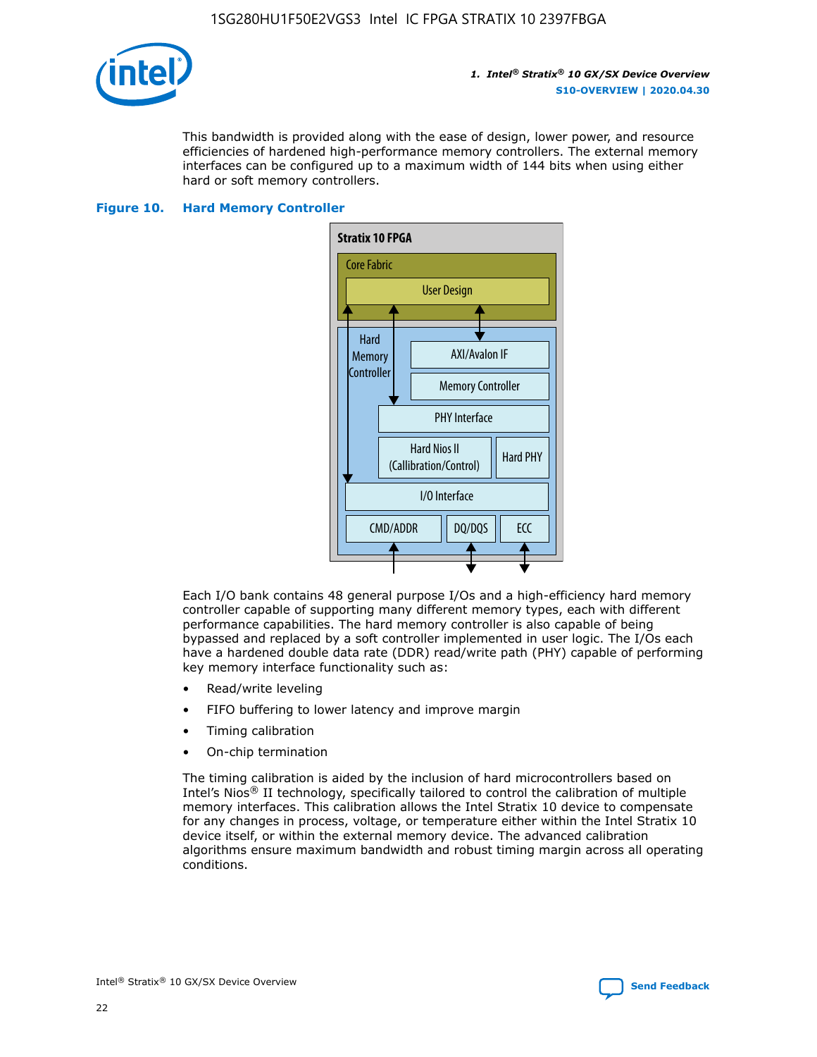This bandwidth is provided along with the ease of design, lower power, and resource efficiencies of hardened high-performance memory controllers. The external memory interfaces can be configured up to a maximum width of 144 bits when using either hard or soft memory controllers.

**Figure 10. Hard Memory Controller**

Each I/O bank contains 48 general purpose I/Os and a high-efficiency hard memory controller capable of supporting many different memory types, each with different performance capabilities. The hard memory controller is also capable of being bypassed and replaced by a soft controller implemented in user logic. The I/Os each have a hardened double data rate (DDR) read/write path (PHY) capable of performing key memory interface functionality such as:

- Read/write leveling
- FIFO buffering to lower latency and improve margin
- Timing calibration
- On-chip termination

The timing calibration is aided by the inclusion of hard microcontrollers based on Intel's Nios® II technology, specifically tailored to control the calibration of multiple memory interfaces. This calibration allows the Intel Stratix 10 device to compensate for any changes in process, voltage, or temperature either within the Intel Stratix 10 device itself, or within the external memory device. The advanced calibration algorithms ensure maximum bandwidth and robust timing margin across all operating conditions.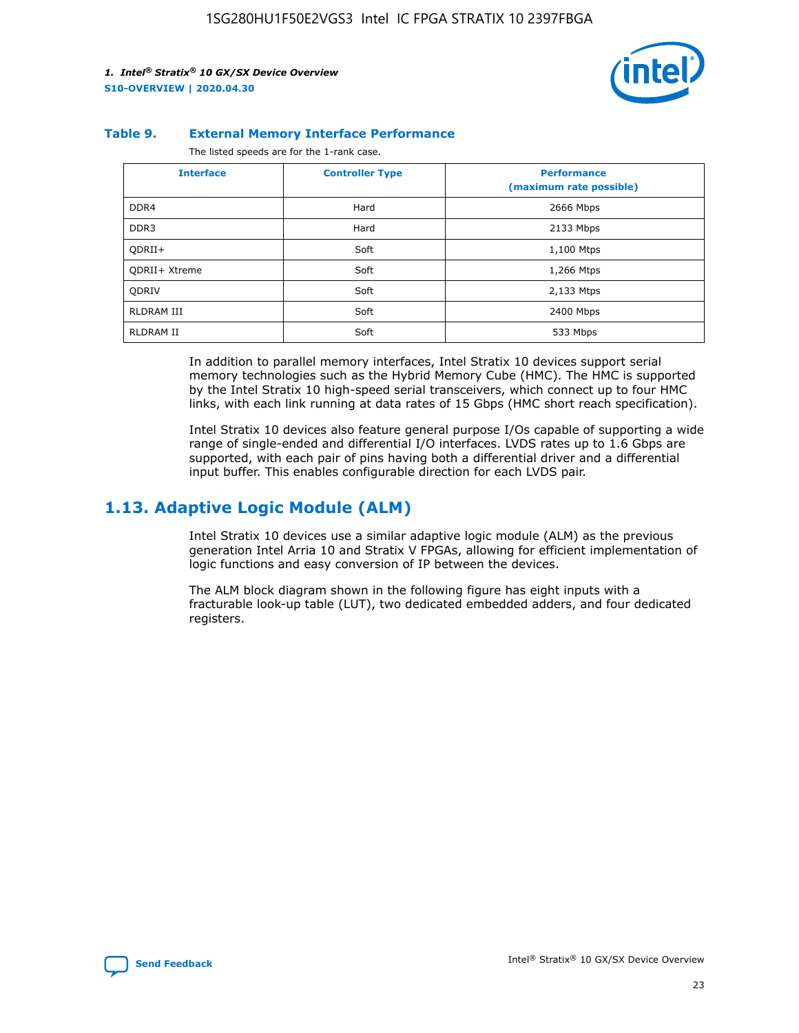**Table 9. External Memory Interface Performance**

The listed speeds are for the 1-rank case.

| Interface | Controller Type | Performance (maximum rate possible) |
|---|---|---|
| DDR4 | Hard | 2666 Mbps |
| DDR3 | Hard | 2133 Mbps |
| QDRII+ | Soft | 1,100 Mtps |
| QDRII+ Xtreme | Soft | 1,266 Mtps |
| QDRIV | Soft | 2,133 Mtps |
| RLDRAM III | Soft | 2400 Mbps |
| RLDRAM II | Soft | 533 Mbps |

In addition to parallel memory interfaces, Intel Stratix 10 devices support serial memory technologies such as the Hybrid Memory Cube (HMC). The HMC is supported by the Intel Stratix 10 high-speed serial transceivers, which connect up to four HMC links, with each link running at data rates of 15 Gbps (HMC short reach specification).

Intel Stratix 10 devices also feature general purpose I/Os capable of supporting a wide range of single-ended and differential I/O interfaces. LVDS rates up to 1.6 Gbps are supported, with each pair of pins having both a differential driver and a differential input buffer. This enables configurable direction for each LVDS pair.

## 1.13. Adaptive Logic Module (ALM)

Intel Stratix 10 devices use a similar adaptive logic module (ALM) as the previous generation Intel Arria 10 and Stratix V FPGAs, allowing for efficient implementation of logic functions and easy conversion of IP between the devices.

The ALM block diagram shown in the following figure has eight inputs with a fracturable look-up table (LUT), two dedicated embedded adders, and four dedicated registers.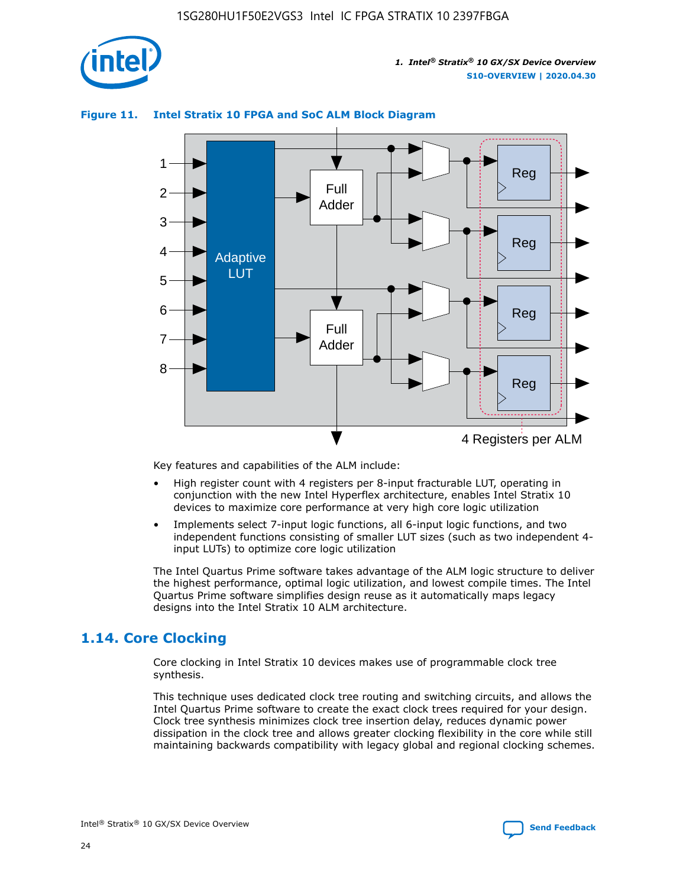**Figure 11. Intel Stratix 10 FPGA and SoC ALM Block Diagram**

Key features and capabilities of the ALM include:

- High register count with 4 registers per 8-input fracturable LUT, operating in conjunction with the new Intel Hyperflex architecture, enables Intel Stratix 10 devices to maximize core performance at very high core logic utilization
- Implements select 7-input logic functions, all 6-input logic functions, and two independent functions consisting of smaller LUT sizes (such as two independent 4-input LUTs) to optimize core logic utilization

The Intel Quartus Prime software takes advantage of the ALM logic structure to deliver the highest performance, optimal logic utilization, and lowest compile times. The Intel Quartus Prime software simplifies design reuse as it automatically maps legacy designs into the Intel Stratix 10 ALM architecture.

## 1.14. Core Clocking

Core clocking in Intel Stratix 10 devices makes use of programmable clock tree synthesis.

This technique uses dedicated clock tree routing and switching circuits, and allows the Intel Quartus Prime software to create the exact clock trees required for your design. Clock tree synthesis minimizes clock tree insertion delay, reduces dynamic power dissipation in the clock tree and allows greater clocking flexibility in the core while still maintaining backwards compatibility with legacy global and regional clocking schemes.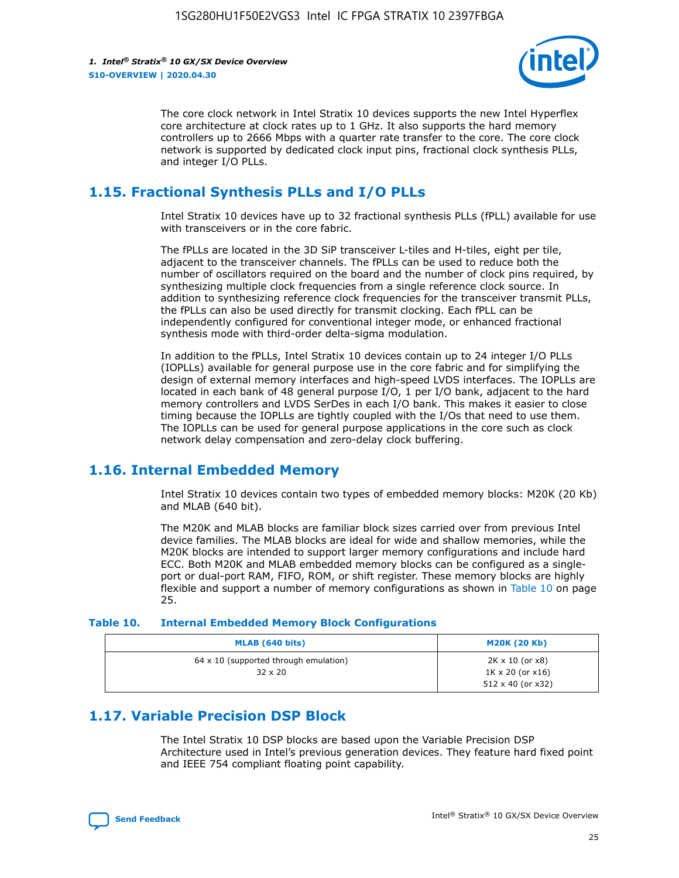The core clock network in Intel Stratix 10 devices supports the new Intel Hyperflex core architecture at clock rates up to 1 GHz. It also supports the hard memory controllers up to 2666 Mbps with a quarter rate transfer to the core. The core clock network is supported by dedicated clock input pins, fractional clock synthesis PLLs, and integer I/O PLLs.

## 1.15. Fractional Synthesis PLLs and I/O PLLs

Intel Stratix 10 devices have up to 32 fractional synthesis PLLs (fPLL) available for use with transceivers or in the core fabric.

The fPLLs are located in the 3D SiP transceiver L-tiles and H-tiles, eight per tile, adjacent to the transceiver channels. The fPLLs can be used to reduce both the number of oscillators required on the board and the number of clock pins required, by synthesizing multiple clock frequencies from a single reference clock source. In addition to synthesizing reference clock frequencies for the transceiver transmit PLLs, the fPLLs can also be used directly for transmit clocking. Each fPLL can be independently configured for conventional integer mode, or enhanced fractional synthesis mode with third-order delta-sigma modulation.

In addition to the fPLLs, Intel Stratix 10 devices contain up to 24 integer I/O PLLs (IOPLLs) available for general purpose use in the core fabric and for simplifying the design of external memory interfaces and high-speed LVDS interfaces. The IOPLLs are located in each bank of 48 general purpose I/O, 1 per I/O bank, adjacent to the hard memory controllers and LVDS SerDes in each I/O bank. This makes it easier to close timing because the IOPLLs are tightly coupled with the I/Os that need to use them. The IOPLLs can be used for general purpose applications in the core such as clock network delay compensation and zero-delay clock buffering.

## 1.16. Internal Embedded Memory

Intel Stratix 10 devices contain two types of embedded memory blocks: M20K (20 Kb) and MLAB (640 bit).

The M20K and MLAB blocks are familiar block sizes carried over from previous Intel device families. The MLAB blocks are ideal for wide and shallow memories, while the M20K blocks are intended to support larger memory configurations and include hard ECC. Both M20K and MLAB embedded memory blocks can be configured as a single-port or dual-port RAM, FIFO, ROM, or shift register. These memory blocks are highly flexible and support a number of memory configurations as shown in Table 10 on page 25.

**Table 10. Internal Embedded Memory Block Configurations**

| MLAB (640 bits) | M20K (20 Kb) |
| --- | --- |
| 64 x 10 (supported through emulation)<br>32 x 20 | 2K x 10 (or x8)<br>1K x 20 (or x16)<br>512 x 40 (or x32) |

## 1.17. Variable Precision DSP Block

The Intel Stratix 10 DSP blocks are based upon the Variable Precision DSP Architecture used in Intel's previous generation devices. They feature hard fixed point and IEEE 754 compliant floating point capability.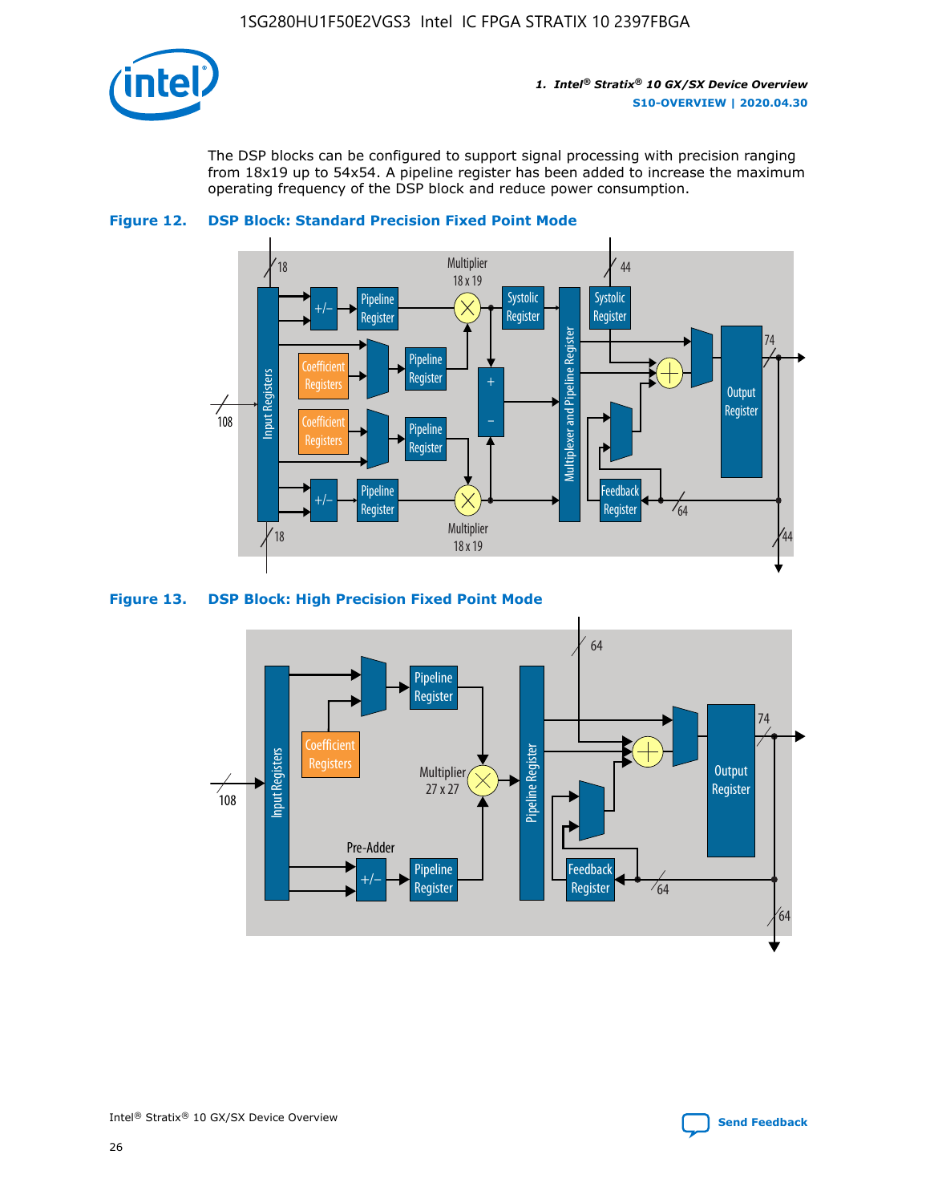The DSP blocks can be configured to support signal processing with precision ranging from 18x19 up to 54x54. A pipeline register has been added to increase the maximum operating frequency of the DSP block and reduce power consumption.

**Figure 12. DSP Block: Standard Precision Fixed Point Mode**

**Figure 13. DSP Block: High Precision Fixed Point Mode**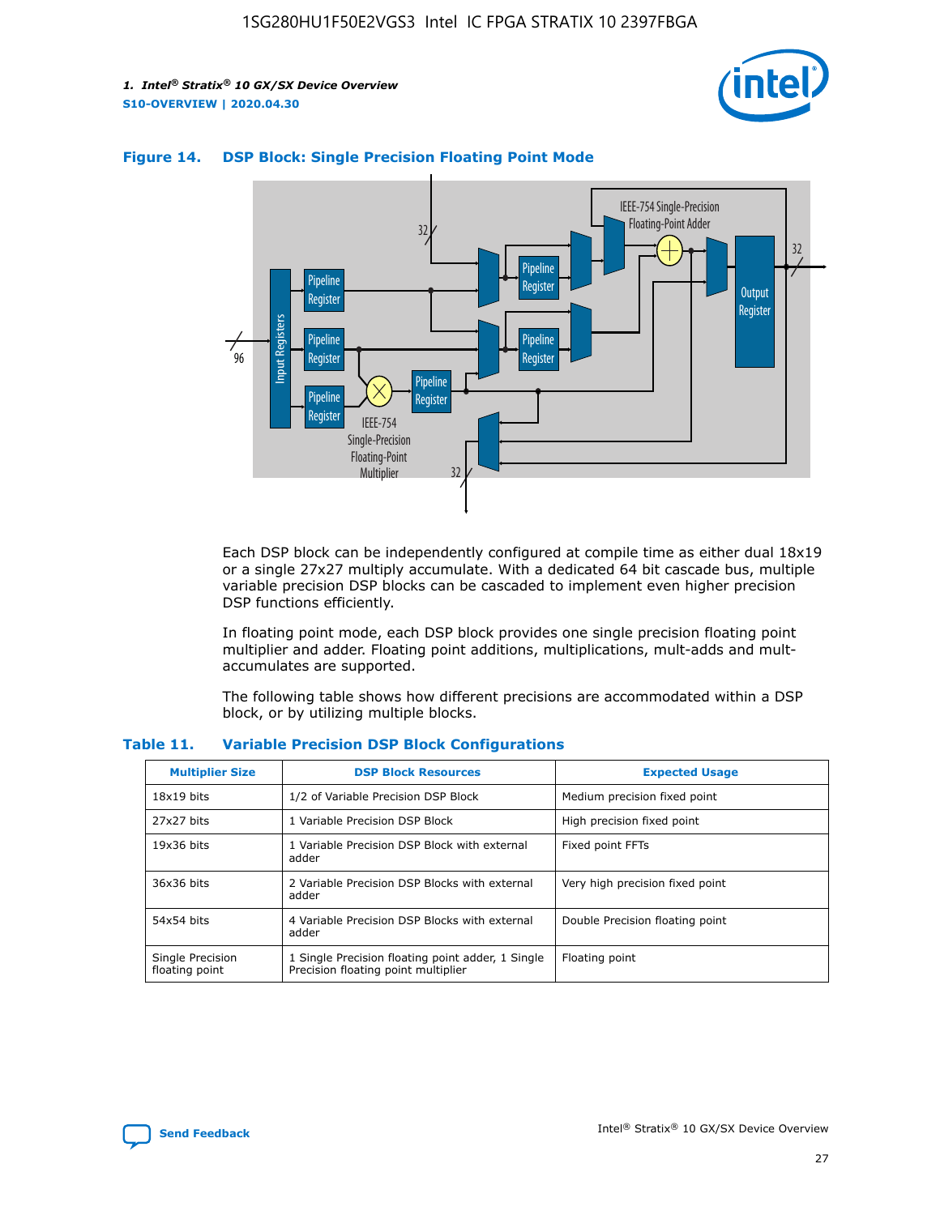**Figure 14. DSP Block: Single Precision Floating Point Mode**

Each DSP block can be independently configured at compile time as either dual 18x19 or a single 27x27 multiply accumulate. With a dedicated 64 bit cascade bus, multiple variable precision DSP blocks can be cascaded to implement even higher precision DSP functions efficiently.

In floating point mode, each DSP block provides one single precision floating point multiplier and adder. Floating point additions, multiplications, mult-adds and mult-accumulates are supported.

The following table shows how different precisions are accommodated within a DSP block, or by utilizing multiple blocks.

**Table 11. Variable Precision DSP Block Configurations**

| Multiplier Size | DSP Block Resources | Expected Usage |
|---|---|---|
| 18x19 bits | 1/2 of Variable Precision DSP Block | Medium precision fixed point |
| 27x27 bits | 1 Variable Precision DSP Block | High precision fixed point |
| 19x36 bits | 1 Variable Precision DSP Block with external adder | Fixed point FFTs |
| 36x36 bits | 2 Variable Precision DSP Blocks with external adder | Very high precision fixed point |
| 54x54 bits | 4 Variable Precision DSP Blocks with external adder | Double Precision floating point |
| Single Precision floating point | 1 Single Precision floating point adder, 1 Single Precision floating point multiplier | Floating point |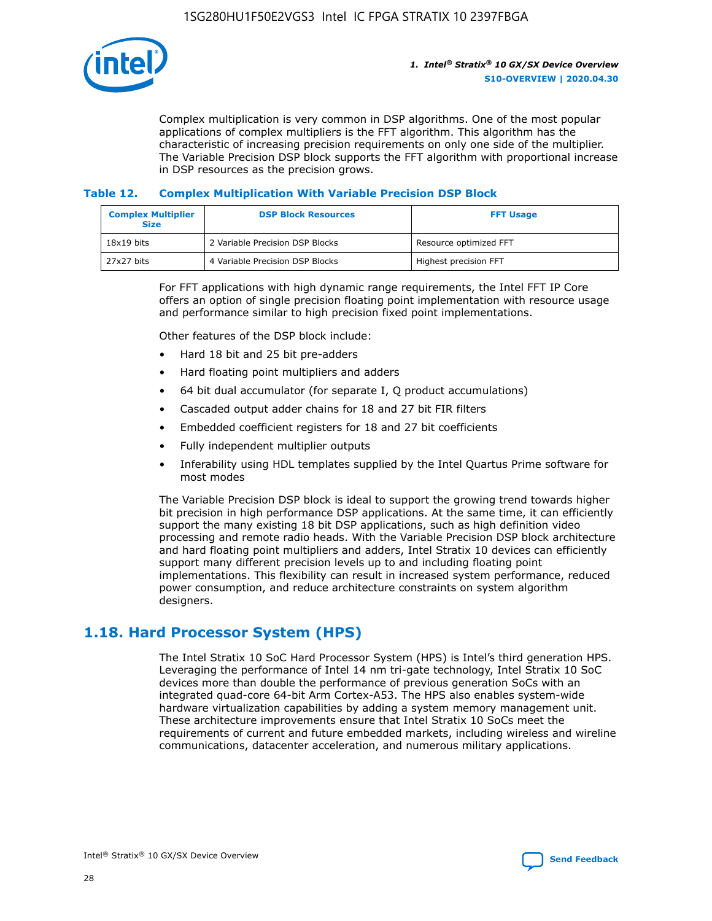Complex multiplication is very common in DSP algorithms. One of the most popular applications of complex multipliers is the FFT algorithm. This algorithm has the characteristic of increasing precision requirements on only one side of the multiplier. The Variable Precision DSP block supports the FFT algorithm with proportional increase in DSP resources as the precision grows.

### Table 12. Complex Multiplication With Variable Precision DSP Block

| Complex Multiplier Size | DSP Block Resources | FFT Usage |
|---|---|---|
| 18x19 bits | 2 Variable Precision DSP Blocks | Resource optimized FFT |
| 27x27 bits | 4 Variable Precision DSP Blocks | Highest precision FFT |

For FFT applications with high dynamic range requirements, the Intel FFT IP Core offers an option of single precision floating point implementation with resource usage and performance similar to high precision fixed point implementations.

Other features of the DSP block include:

- Hard 18 bit and 25 bit pre-adders
- Hard floating point multipliers and adders
- 64 bit dual accumulator (for separate I, Q product accumulations)
- Cascaded output adder chains for 18 and 27 bit FIR filters
- Embedded coefficient registers for 18 and 27 bit coefficients
- Fully independent multiplier outputs
- Inferability using HDL templates supplied by the Intel Quartus Prime software for most modes

The Variable Precision DSP block is ideal to support the growing trend towards higher bit precision in high performance DSP applications. At the same time, it can efficiently support the many existing 18 bit DSP applications, such as high definition video processing and remote radio heads. With the Variable Precision DSP block architecture and hard floating point multipliers and adders, Intel Stratix 10 devices can efficiently support many different precision levels up to and including floating point implementations. This flexibility can result in increased system performance, reduced power consumption, and reduce architecture constraints on system algorithm designers.

## 1.18. Hard Processor System (HPS)

The Intel Stratix 10 SoC Hard Processor System (HPS) is Intel's third generation HPS. Leveraging the performance of Intel 14 nm tri-gate technology, Intel Stratix 10 SoC devices more than double the performance of previous generation SoCs with an integrated quad-core 64-bit Arm Cortex-A53. The HPS also enables system-wide hardware virtualization capabilities by adding a system memory management unit. These architecture improvements ensure that Intel Stratix 10 SoCs meet the requirements of current and future embedded markets, including wireless and wireline communications, datacenter acceleration, and numerous military applications.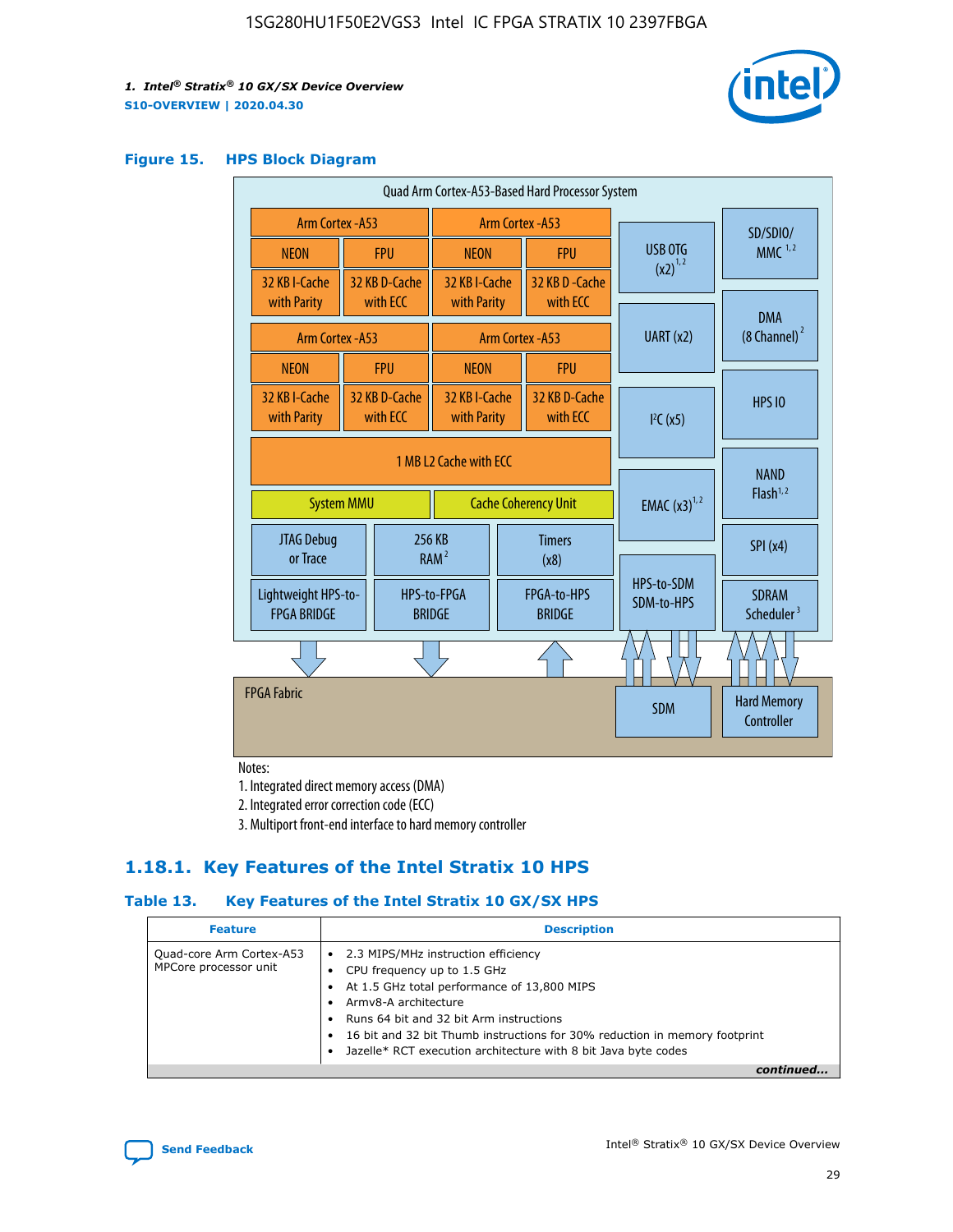**Figure 15. HPS Block Diagram**

Quad Arm Cortex-A53-Based Hard Processor System

| Arm Cortex -A53 | | Arm Cortex -A53 | |
|---|---|---|---|
| NEON | FPU | NEON | FPU |
| 32 KB I-Cache with Parity | 32 KB D-Cache with ECC | 32 KB I-Cache with Parity | 32 KB D-Cache with ECC |

| Arm Cortex -A53 | | Arm Cortex -A53 | |
|---|---|---|---|
| NEON | FPU | NEON | FPU |
| 32 KB I-Cache with Parity | 32 KB D-Cache with ECC | 32 KB I-Cache with Parity | 32 KB D-Cache with ECC |

1 MB L2 Cache with ECC

System MMU | Cache Coherency Unit

JTAG Debug or Trace | 256 KB RAM [2] | Timers (x8)

Lightweight HPS-to-FPGA BRIDGE | HPS-to-FPGA BRIDGE | FPGA-to-HPS BRIDGE

USB OTG (x2) [1,2] | UART (x2) | I²C (x5) | EMAC (x3) [1,2] | HPS-to-SDM SDM-to-HPS

SD/SDIO/MMC [1,2] | DMA (8 Channel) [2] | HPS IO | NAND Flash [1,2] | SPI (x4) | SDRAM Scheduler [3]

FPGA Fabric | SDM | Hard Memory Controller

Notes:

1. Integrated direct memory access (DMA)
2. Integrated error correction code (ECC)
3. Multiport front-end interface to hard memory controller

### 1.18.1. Key Features of the Intel Stratix 10 HPS

**Table 13. Key Features of the Intel Stratix 10 GX/SX HPS**

| Feature | Description |
|---|---|
| Quad-core Arm Cortex-A53 MPCore processor unit | • 2.3 MIPS/MHz instruction efficiency<br>• CPU frequency up to 1.5 GHz<br>• At 1.5 GHz total performance of 13,800 MIPS<br>• Armv8-A architecture<br>• Runs 64 bit and 32 bit Arm instructions<br>• 16 bit and 32 bit Thumb instructions for 30% reduction in memory footprint<br>• Jazelle* RCT execution architecture with 8 bit Java byte codes |

*continued...*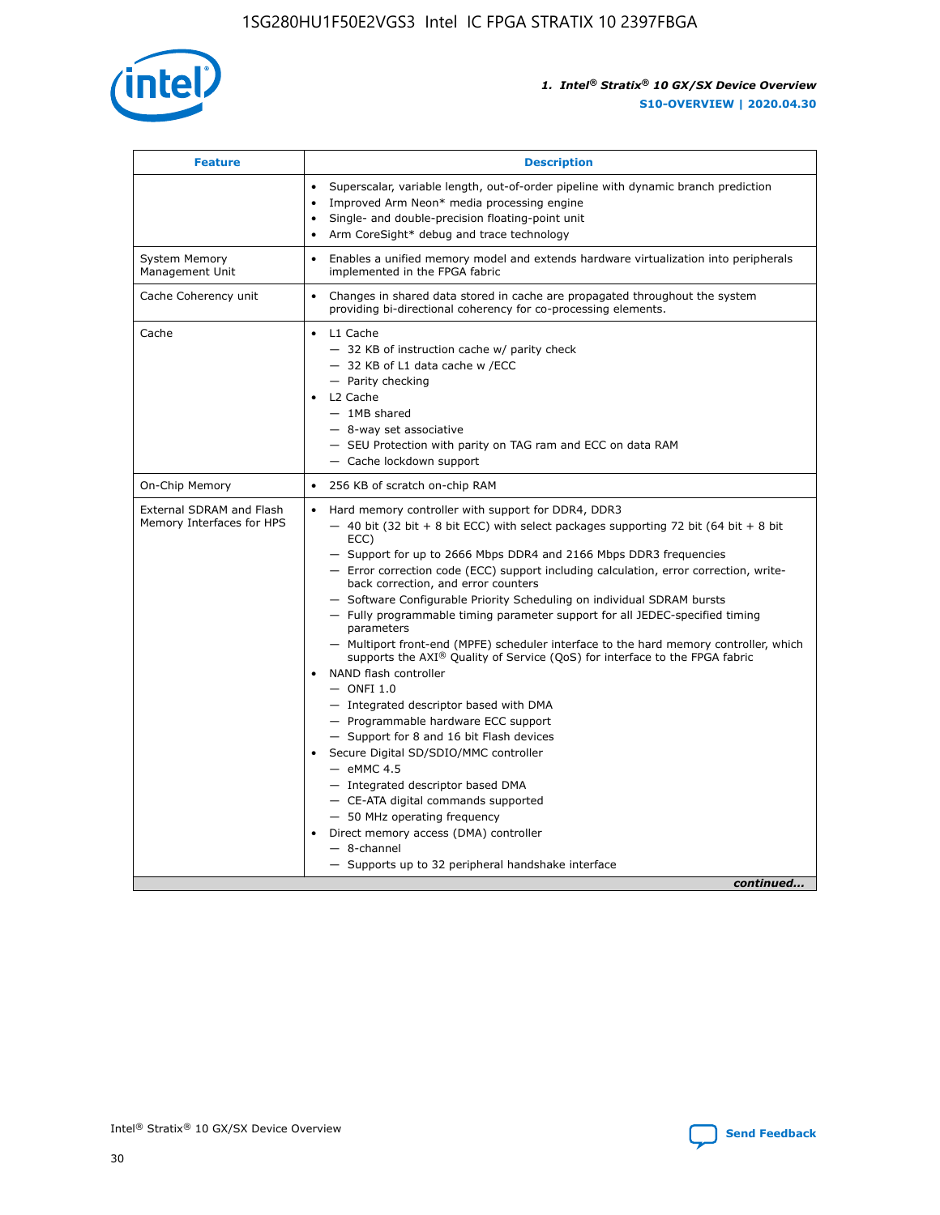| Feature | Description |
| --- | --- |
| | • Superscalar, variable length, out-of-order pipeline with dynamic branch prediction<br>• Improved Arm Neon* media processing engine<br>• Single- and double-precision floating-point unit<br>• Arm CoreSight* debug and trace technology |
| System Memory Management Unit | • Enables a unified memory model and extends hardware virtualization into peripherals implemented in the FPGA fabric |
| Cache Coherency unit | • Changes in shared data stored in cache are propagated throughout the system providing bi-directional coherency for co-processing elements. |
| Cache | • L1 Cache<br>— 32 KB of instruction cache w/ parity check<br>— 32 KB of L1 data cache w /ECC<br>— Parity checking<br>• L2 Cache<br>— 1MB shared<br>— 8-way set associative<br>— SEU Protection with parity on TAG ram and ECC on data RAM<br>— Cache lockdown support |
| On-Chip Memory | • 256 KB of scratch on-chip RAM |
| External SDRAM and Flash Memory Interfaces for HPS | • Hard memory controller with support for DDR4, DDR3<br>— 40 bit (32 bit + 8 bit ECC) with select packages supporting 72 bit (64 bit + 8 bit ECC)<br>— Support for up to 2666 Mbps DDR4 and 2166 Mbps DDR3 frequencies<br>— Error correction code (ECC) support including calculation, error correction, write-back correction, and error counters<br>— Software Configurable Priority Scheduling on individual SDRAM bursts<br>— Fully programmable timing parameter support for all JEDEC-specified timing parameters<br>— Multiport front-end (MPFE) scheduler interface to the hard memory controller, which supports the AXI® Quality of Service (QoS) for interface to the FPGA fabric<br>• NAND flash controller<br>— ONFI 1.0<br>— Integrated descriptor based with DMA<br>— Programmable hardware ECC support<br>— Support for 8 and 16 bit Flash devices<br>• Secure Digital SD/SDIO/MMC controller<br>— eMMC 4.5<br>— Integrated descriptor based DMA<br>— CE-ATA digital commands supported<br>— 50 MHz operating frequency<br>• Direct memory access (DMA) controller<br>— 8-channel<br>— Supports up to 32 peripheral handshake interface |

*continued...*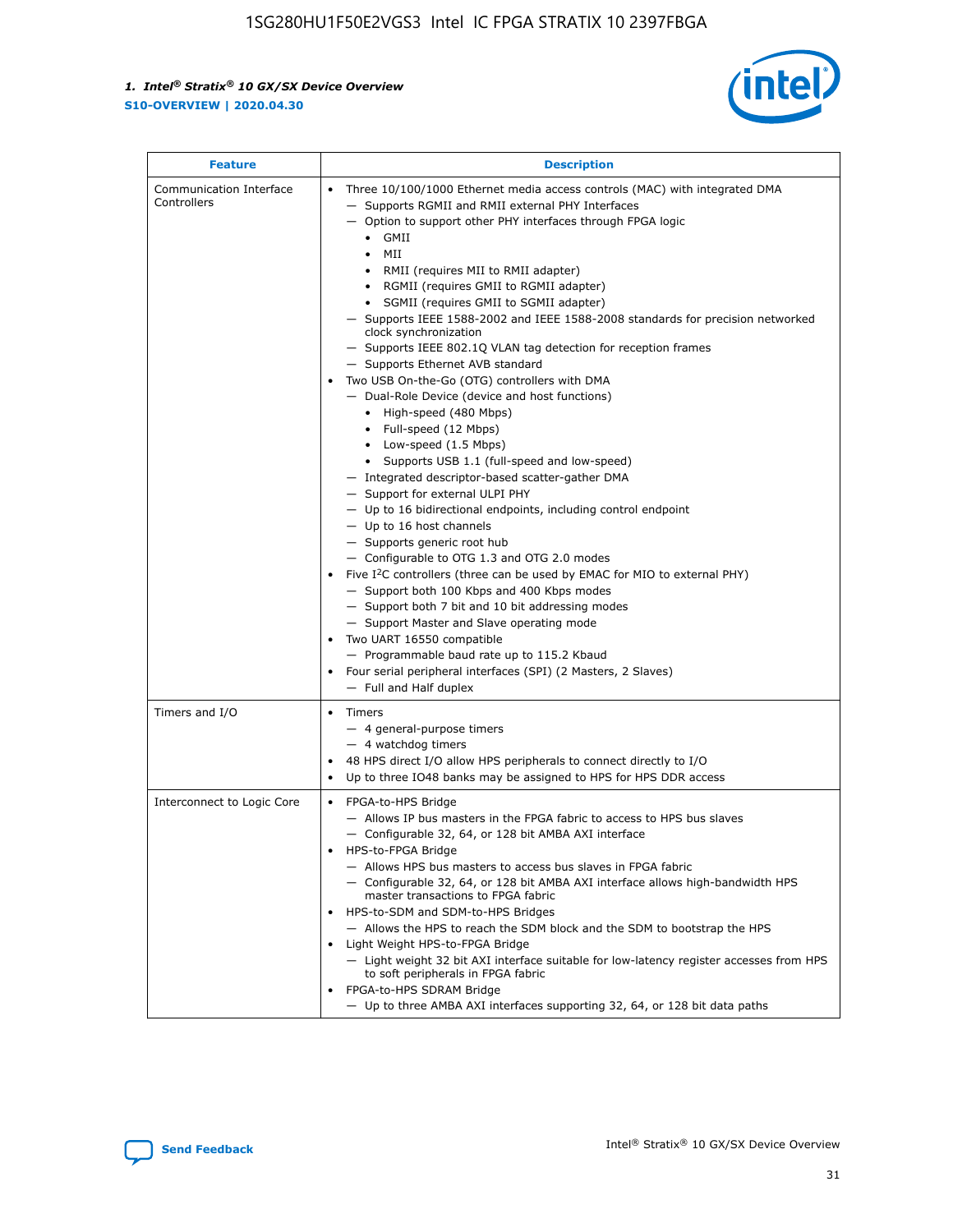| Feature | Description |
| --- | --- |
| Communication Interface Controllers | • Three 10/100/1000 Ethernet media access controls (MAC) with integrated DMA<br>— Supports RGMII and RMII external PHY Interfaces<br>— Option to support other PHY interfaces through FPGA logic<br>• GMII<br>• MII<br>• RMII (requires MII to RMII adapter)<br>• RGMII (requires GMII to RGMII adapter)<br>• SGMII (requires GMII to SGMII adapter)<br>— Supports IEEE 1588-2002 and IEEE 1588-2008 standards for precision networked clock synchronization<br>— Supports IEEE 802.1Q VLAN tag detection for reception frames<br>— Supports Ethernet AVB standard<br>• Two USB On-the-Go (OTG) controllers with DMA<br>— Dual-Role Device (device and host functions)<br>• High-speed (480 Mbps)<br>• Full-speed (12 Mbps)<br>• Low-speed (1.5 Mbps)<br>• Supports USB 1.1 (full-speed and low-speed)<br>— Integrated descriptor-based scatter-gather DMA<br>— Support for external ULPI PHY<br>— Up to 16 bidirectional endpoints, including control endpoint<br>— Up to 16 host channels<br>— Supports generic root hub<br>— Configurable to OTG 1.3 and OTG 2.0 modes<br>• Five I$^2$C controllers (three can be used by EMAC for MIO to external PHY)<br>— Support both 100 Kbps and 400 Kbps modes<br>— Support both 7 bit and 10 bit addressing modes<br>— Support Master and Slave operating mode<br>• Two UART 16550 compatible<br>— Programmable baud rate up to 115.2 Kbaud<br>• Four serial peripheral interfaces (SPI) (2 Masters, 2 Slaves)<br>— Full and Half duplex |
| Timers and I/O | • Timers<br>— 4 general-purpose timers<br>— 4 watchdog timers<br>• 48 HPS direct I/O allow HPS peripherals to connect directly to I/O<br>• Up to three IO48 banks may be assigned to HPS for HPS DDR access |
| Interconnect to Logic Core | • FPGA-to-HPS Bridge<br>— Allows IP bus masters in the FPGA fabric to access to HPS bus slaves<br>— Configurable 32, 64, or 128 bit AMBA AXI interface<br>• HPS-to-FPGA Bridge<br>— Allows HPS bus masters to access bus slaves in FPGA fabric<br>— Configurable 32, 64, or 128 bit AMBA AXI interface allows high-bandwidth HPS master transactions to FPGA fabric<br>• HPS-to-SDM and SDM-to-HPS Bridges<br>— Allows the HPS to reach the SDM block and the SDM to bootstrap the HPS<br>• Light Weight HPS-to-FPGA Bridge<br>— Light weight 32 bit AXI interface suitable for low-latency register accesses from HPS to soft peripherals in FPGA fabric<br>• FPGA-to-HPS SDRAM Bridge<br>— Up to three AMBA AXI interfaces supporting 32, 64, or 128 bit data paths |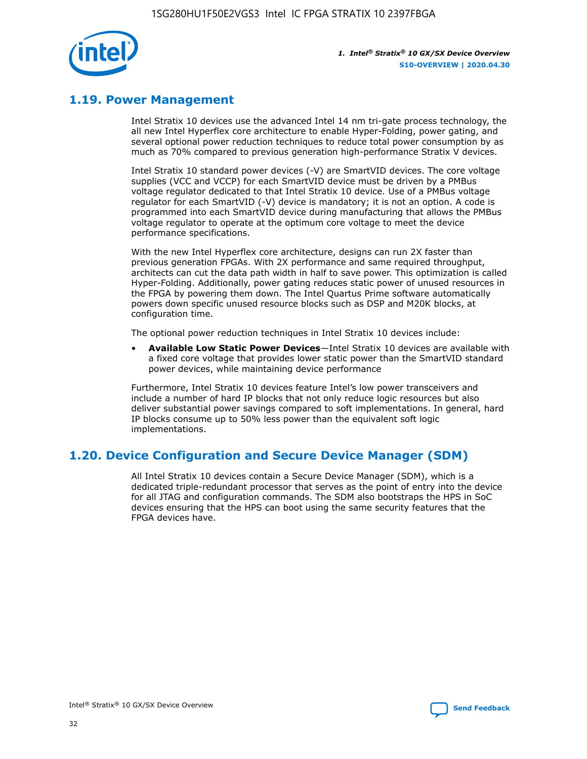## 1.19. Power Management

Intel Stratix 10 devices use the advanced Intel 14 nm tri-gate process technology, the all new Intel Hyperflex core architecture to enable Hyper-Folding, power gating, and several optional power reduction techniques to reduce total power consumption by as much as 70% compared to previous generation high-performance Stratix V devices.

Intel Stratix 10 standard power devices (-V) are SmartVID devices. The core voltage supplies (VCC and VCCP) for each SmartVID device must be driven by a PMBus voltage regulator dedicated to that Intel Stratix 10 device. Use of a PMBus voltage regulator for each SmartVID (-V) device is mandatory; it is not an option. A code is programmed into each SmartVID device during manufacturing that allows the PMBus voltage regulator to operate at the optimum core voltage to meet the device performance specifications.

With the new Intel Hyperflex core architecture, designs can run 2X faster than previous generation FPGAs. With 2X performance and same required throughput, architects can cut the data path width in half to save power. This optimization is called Hyper-Folding. Additionally, power gating reduces static power of unused resources in the FPGA by powering them down. The Intel Quartus Prime software automatically powers down specific unused resource blocks such as DSP and M20K blocks, at configuration time.

The optional power reduction techniques in Intel Stratix 10 devices include:

- **Available Low Static Power Devices**—Intel Stratix 10 devices are available with a fixed core voltage that provides lower static power than the SmartVID standard power devices, while maintaining device performance

Furthermore, Intel Stratix 10 devices feature Intel's low power transceivers and include a number of hard IP blocks that not only reduce logic resources but also deliver substantial power savings compared to soft implementations. In general, hard IP blocks consume up to 50% less power than the equivalent soft logic implementations.

## 1.20. Device Configuration and Secure Device Manager (SDM)

All Intel Stratix 10 devices contain a Secure Device Manager (SDM), which is a dedicated triple-redundant processor that serves as the point of entry into the device for all JTAG and configuration commands. The SDM also bootstraps the HPS in SoC devices ensuring that the HPS can boot using the same security features that the FPGA devices have.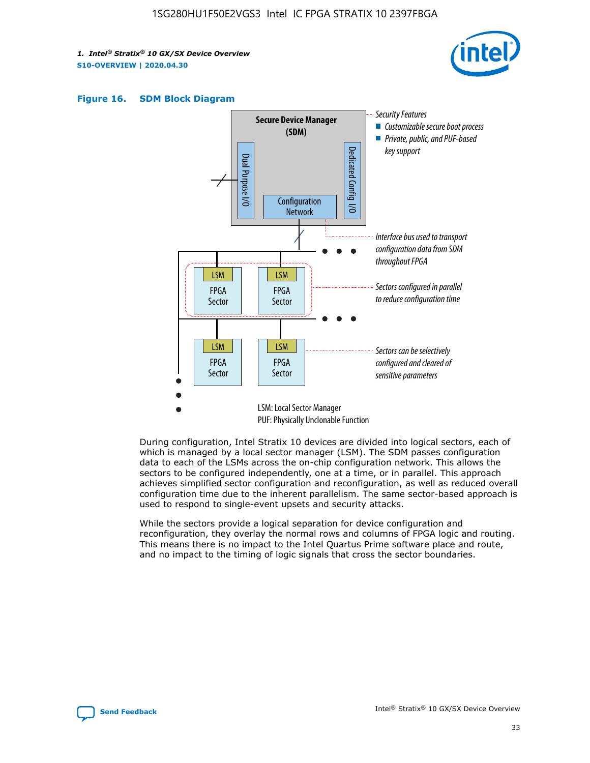**Figure 16. SDM Block Diagram**

During configuration, Intel Stratix 10 devices are divided into logical sectors, each of which is managed by a local sector manager (LSM). The SDM passes configuration data to each of the LSMs across the on-chip configuration network. This allows the sectors to be configured independently, one at a time, or in parallel. This approach achieves simplified sector configuration and reconfiguration, as well as reduced overall configuration time due to the inherent parallelism. The same sector-based approach is used to respond to single-event upsets and security attacks.

While the sectors provide a logical separation for device configuration and reconfiguration, they overlay the normal rows and columns of FPGA logic and routing. This means there is no impact to the Intel Quartus Prime software place and route, and no impact to the timing of logic signals that cross the sector boundaries.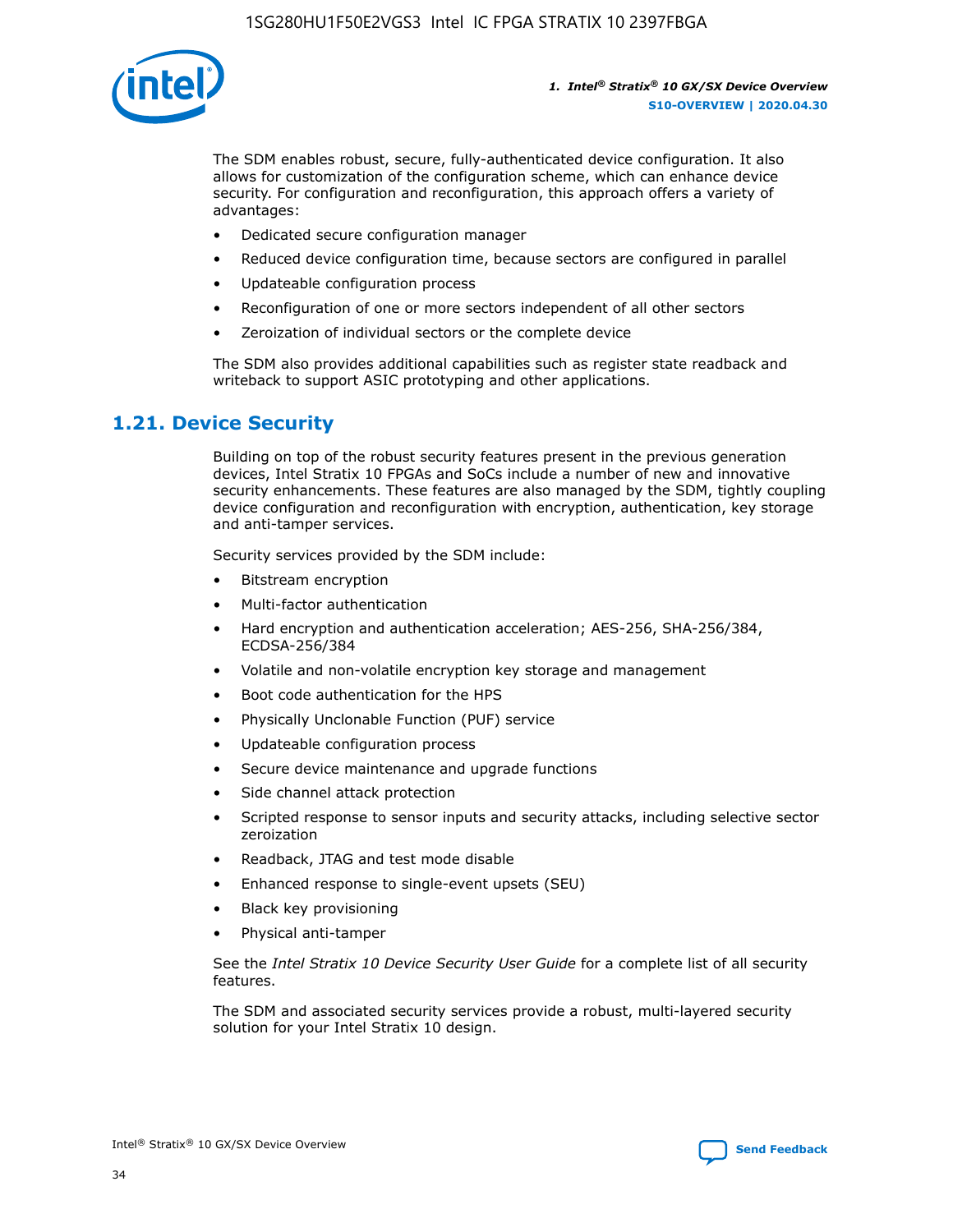The SDM enables robust, secure, fully-authenticated device configuration. It also allows for customization of the configuration scheme, which can enhance device security. For configuration and reconfiguration, this approach offers a variety of advantages:

- Dedicated secure configuration manager
- Reduced device configuration time, because sectors are configured in parallel
- Updateable configuration process
- Reconfiguration of one or more sectors independent of all other sectors
- Zeroization of individual sectors or the complete device

The SDM also provides additional capabilities such as register state readback and writeback to support ASIC prototyping and other applications.

## 1.21. Device Security

Building on top of the robust security features present in the previous generation devices, Intel Stratix 10 FPGAs and SoCs include a number of new and innovative security enhancements. These features are also managed by the SDM, tightly coupling device configuration and reconfiguration with encryption, authentication, key storage and anti-tamper services.

Security services provided by the SDM include:

- Bitstream encryption
- Multi-factor authentication
- Hard encryption and authentication acceleration; AES-256, SHA-256/384, ECDSA-256/384
- Volatile and non-volatile encryption key storage and management
- Boot code authentication for the HPS
- Physically Unclonable Function (PUF) service
- Updateable configuration process
- Secure device maintenance and upgrade functions
- Side channel attack protection
- Scripted response to sensor inputs and security attacks, including selective sector zeroization
- Readback, JTAG and test mode disable
- Enhanced response to single-event upsets (SEU)
- Black key provisioning
- Physical anti-tamper

See the *Intel Stratix 10 Device Security User Guide* for a complete list of all security features.

The SDM and associated security services provide a robust, multi-layered security solution for your Intel Stratix 10 design.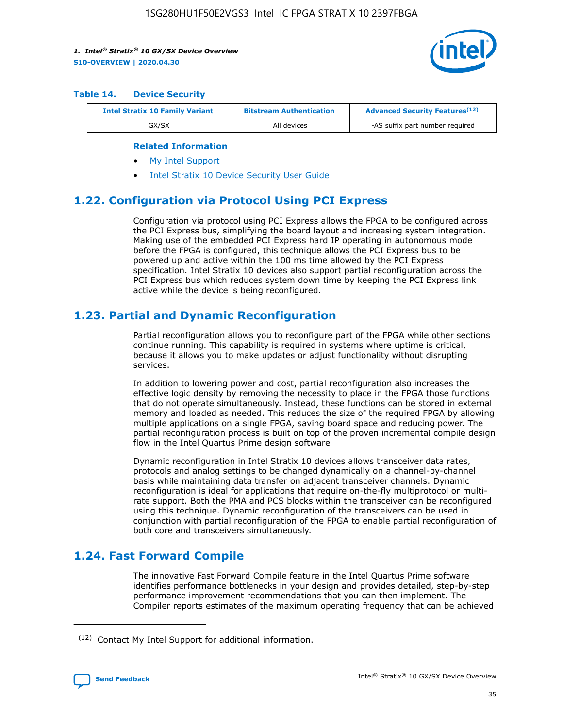### Table 14. Device Security

| Intel Stratix 10 Family Variant | Bitstream Authentication | Advanced Security Features[12] |
| --- | --- | --- |
| GX/SX | All devices | -AS suffix part number required |

**Related Information**

- My Intel Support
- Intel Stratix 10 Device Security User Guide

## 1.22. Configuration via Protocol Using PCI Express

Configuration via protocol using PCI Express allows the FPGA to be configured across the PCI Express bus, simplifying the board layout and increasing system integration. Making use of the embedded PCI Express hard IP operating in autonomous mode before the FPGA is configured, this technique allows the PCI Express bus to be powered up and active within the 100 ms time allowed by the PCI Express specification. Intel Stratix 10 devices also support partial reconfiguration across the PCI Express bus which reduces system down time by keeping the PCI Express link active while the device is being reconfigured.

## 1.23. Partial and Dynamic Reconfiguration

Partial reconfiguration allows you to reconfigure part of the FPGA while other sections continue running. This capability is required in systems where uptime is critical, because it allows you to make updates or adjust functionality without disrupting services.

In addition to lowering power and cost, partial reconfiguration also increases the effective logic density by removing the necessity to place in the FPGA those functions that do not operate simultaneously. Instead, these functions can be stored in external memory and loaded as needed. This reduces the size of the required FPGA by allowing multiple applications on a single FPGA, saving board space and reducing power. The partial reconfiguration process is built on top of the proven incremental compile design flow in the Intel Quartus Prime design software

Dynamic reconfiguration in Intel Stratix 10 devices allows transceiver data rates, protocols and analog settings to be changed dynamically on a channel-by-channel basis while maintaining data transfer on adjacent transceiver channels. Dynamic reconfiguration is ideal for applications that require on-the-fly multiprotocol or multi-rate support. Both the PMA and PCS blocks within the transceiver can be reconfigured using this technique. Dynamic reconfiguration of the transceivers can be used in conjunction with partial reconfiguration of the FPGA to enable partial reconfiguration of both core and transceivers simultaneously.

## 1.24. Fast Forward Compile

The innovative Fast Forward Compile feature in the Intel Quartus Prime software identifies performance bottlenecks in your design and provides detailed, step-by-step performance improvement recommendations that you can then implement. The Compiler reports estimates of the maximum operating frequency that can be achieved

[12] Contact My Intel Support for additional information.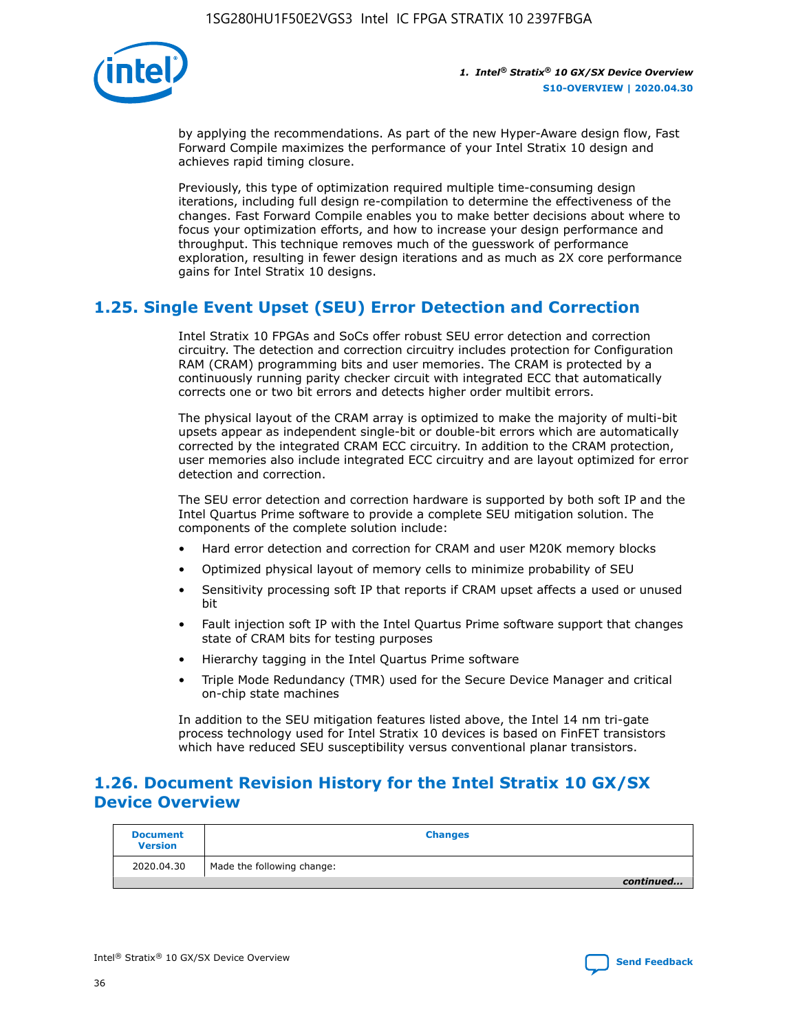by applying the recommendations. As part of the new Hyper-Aware design flow, Fast Forward Compile maximizes the performance of your Intel Stratix 10 design and achieves rapid timing closure.

Previously, this type of optimization required multiple time-consuming design iterations, including full design re-compilation to determine the effectiveness of the changes. Fast Forward Compile enables you to make better decisions about where to focus your optimization efforts, and how to increase your design performance and throughput. This technique removes much of the guesswork of performance exploration, resulting in fewer design iterations and as much as 2X core performance gains for Intel Stratix 10 designs.

## 1.25. Single Event Upset (SEU) Error Detection and Correction

Intel Stratix 10 FPGAs and SoCs offer robust SEU error detection and correction circuitry. The detection and correction circuitry includes protection for Configuration RAM (CRAM) programming bits and user memories. The CRAM is protected by a continuously running parity checker circuit with integrated ECC that automatically corrects one or two bit errors and detects higher order multibit errors.

The physical layout of the CRAM array is optimized to make the majority of multi-bit upsets appear as independent single-bit or double-bit errors which are automatically corrected by the integrated CRAM ECC circuitry. In addition to the CRAM protection, user memories also include integrated ECC circuitry and are layout optimized for error detection and correction.

The SEU error detection and correction hardware is supported by both soft IP and the Intel Quartus Prime software to provide a complete SEU mitigation solution. The components of the complete solution include:

- Hard error detection and correction for CRAM and user M20K memory blocks
- Optimized physical layout of memory cells to minimize probability of SEU
- Sensitivity processing soft IP that reports if CRAM upset affects a used or unused bit
- Fault injection soft IP with the Intel Quartus Prime software support that changes state of CRAM bits for testing purposes
- Hierarchy tagging in the Intel Quartus Prime software
- Triple Mode Redundancy (TMR) used for the Secure Device Manager and critical on-chip state machines

In addition to the SEU mitigation features listed above, the Intel 14 nm tri-gate process technology used for Intel Stratix 10 devices is based on FinFET transistors which have reduced SEU susceptibility versus conventional planar transistors.

## 1.26. Document Revision History for the Intel Stratix 10 GX/SX Device Overview

| Document Version | Changes |
|---|---|
| 2020.04.30 | Made the following change: |

*continued...*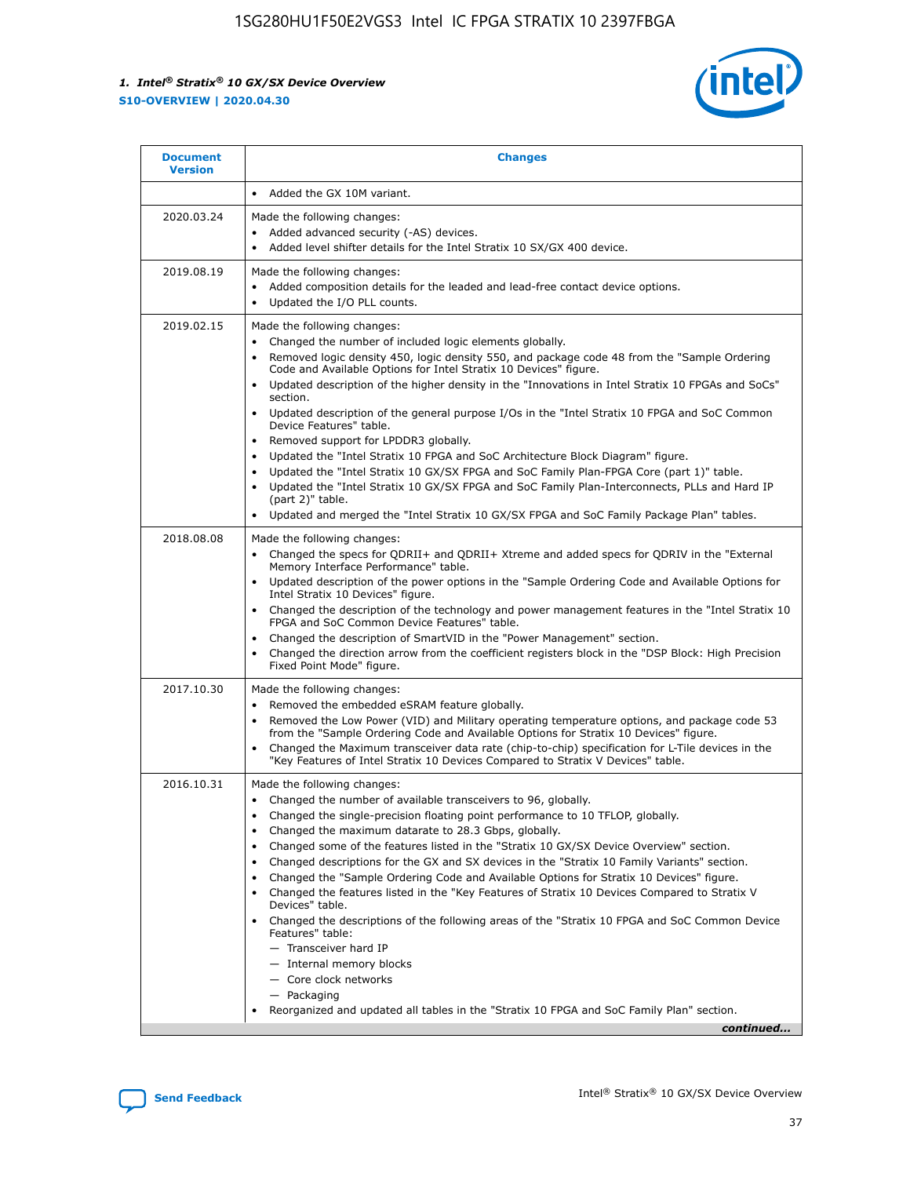| Document Version | Changes |
| --- | --- |
| | • Added the GX 10M variant. |
| 2020.03.24 | Made the following changes:<br>• Added advanced security (-AS) devices.<br>• Added level shifter details for the Intel Stratix 10 SX/GX 400 device. |
| 2019.08.19 | Made the following changes:<br>• Added composition details for the leaded and lead-free contact device options.<br>• Updated the I/O PLL counts. |
| 2019.02.15 | Made the following changes:<br>• Changed the number of included logic elements globally.<br>• Removed logic density 450, logic density 550, and package code 48 from the "Sample Ordering Code and Available Options for Intel Stratix 10 Devices" figure.<br>• Updated description of the higher density in the "Innovations in Intel Stratix 10 FPGAs and SoCs" section.<br>• Updated description of the general purpose I/Os in the "Intel Stratix 10 FPGA and SoC Common Device Features" table.<br>• Removed support for LPDDR3 globally.<br>• Updated the "Intel Stratix 10 FPGA and SoC Architecture Block Diagram" figure.<br>• Updated the "Intel Stratix 10 GX/SX FPGA and SoC Family Plan-FPGA Core (part 1)" table.<br>• Updated the "Intel Stratix 10 GX/SX FPGA and SoC Family Plan-Interconnects, PLLs and Hard IP (part 2)" table.<br>• Updated and merged the "Intel Stratix 10 GX/SX FPGA and SoC Family Package Plan" tables. |
| 2018.08.08 | Made the following changes:<br>• Changed the specs for QDRII+ and QDRII+ Xtreme and added specs for QDRIV in the "External Memory Interface Performance" table.<br>• Updated description of the power options in the "Sample Ordering Code and Available Options for Intel Stratix 10 Devices" figure.<br>• Changed the description of the technology and power management features in the "Intel Stratix 10 FPGA and SoC Common Device Features" table.<br>• Changed the description of SmartVID in the "Power Management" section.<br>• Changed the direction arrow from the coefficient registers block in the "DSP Block: High Precision Fixed Point Mode" figure. |
| 2017.10.30 | Made the following changes:<br>• Removed the embedded eSRAM feature globally.<br>• Removed the Low Power (VID) and Military operating temperature options, and package code 53 from the "Sample Ordering Code and Available Options for Stratix 10 Devices" figure.<br>• Changed the Maximum transceiver data rate (chip-to-chip) specification for L-Tile devices in the "Key Features of Intel Stratix 10 Devices Compared to Stratix V Devices" table. |
| 2016.10.31 | Made the following changes:<br>• Changed the number of available transceivers to 96, globally.<br>• Changed the single-precision floating point performance to 10 TFLOP, globally.<br>• Changed the maximum datarate to 28.3 Gbps, globally.<br>• Changed some of the features listed in the "Stratix 10 GX/SX Device Overview" section.<br>• Changed descriptions for the GX and SX devices in the "Stratix 10 Family Variants" section.<br>• Changed the "Sample Ordering Code and Available Options for Stratix 10 Devices" figure.<br>• Changed the features listed in the "Key Features of Stratix 10 Devices Compared to Stratix V Devices" table.<br>• Changed the descriptions of the following areas of the "Stratix 10 FPGA and SoC Common Device Features" table:<br>— Transceiver hard IP<br>— Internal memory blocks<br>— Core clock networks<br>— Packaging<br>• Reorganized and updated all tables in the "Stratix 10 FPGA and SoC Family Plan" section. |

*continued...*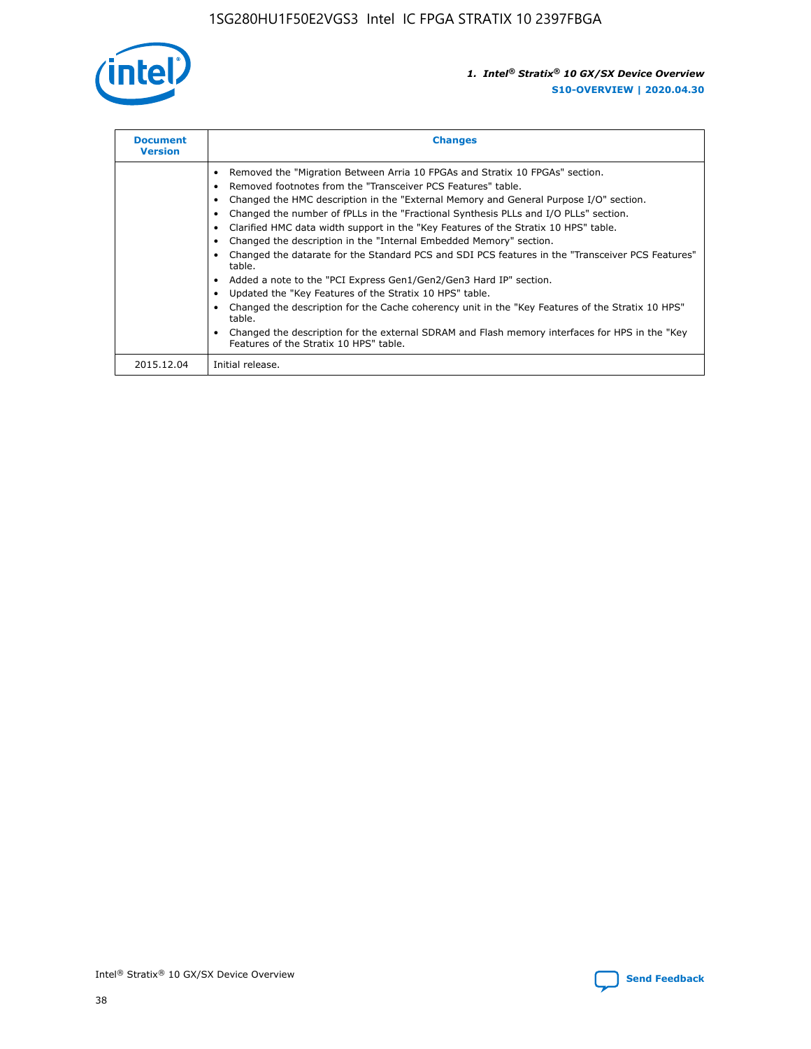| Document Version | Changes |
| --- | --- |
| | • Removed the "Migration Between Arria 10 FPGAs and Stratix 10 FPGAs" section.<br>• Removed footnotes from the "Transceiver PCS Features" table.<br>• Changed the HMC description in the "External Memory and General Purpose I/O" section.<br>• Changed the number of fPLLs in the "Fractional Synthesis PLLs and I/O PLLs" section.<br>• Clarified HMC data width support in the "Key Features of the Stratix 10 HPS" table.<br>• Changed the description in the "Internal Embedded Memory" section.<br>• Changed the datarate for the Standard PCS and SDI PCS features in the "Transceiver PCS Features" table.<br>• Added a note to the "PCI Express Gen1/Gen2/Gen3 Hard IP" section.<br>• Updated the "Key Features of the Stratix 10 HPS" table.<br>• Changed the description for the Cache coherency unit in the "Key Features of the Stratix 10 HPS" table.<br>• Changed the description for the external SDRAM and Flash memory interfaces for HPS in the "Key Features of the Stratix 10 HPS" table. |
| 2015.12.04 | Initial release. |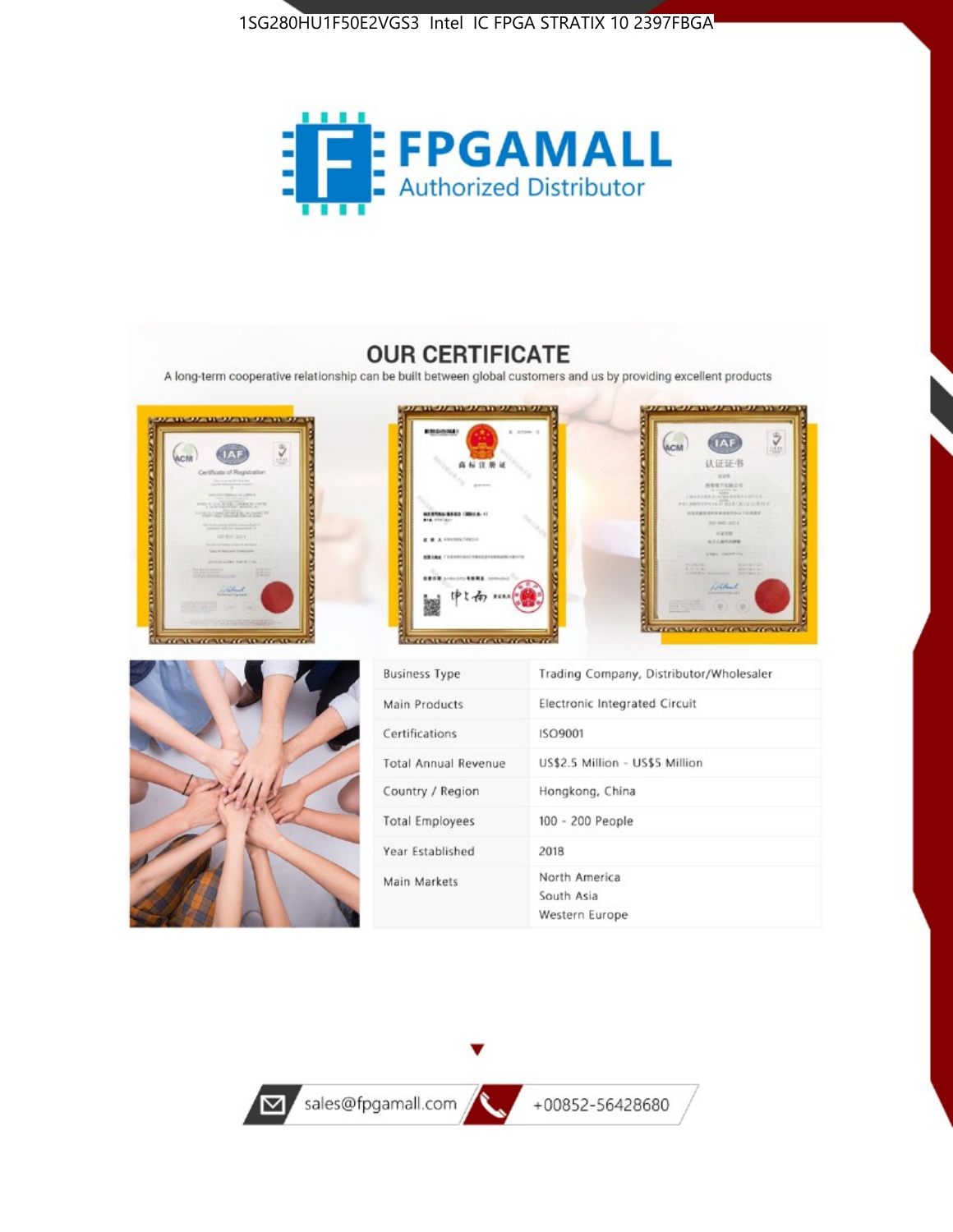FPGAMALL

Authorized Distributor

## OUR CERTIFICATE

A long-term cooperative relationship can be built between global customers and us by providing excellent products

| | |
|---|---|
| Business Type | Trading Company, Distributor/Wholesaler |
| Main Products | Electronic Integrated Circuit |
| Certifications | ISO9001 |
| Total Annual Revenue | US$2.5 Million - US$5 Million |
| Country / Region | Hongkong, China |
| Total Employees | 100 - 200 People |
| Year Established | 2018 |
| Main Markets | North America<br>South Asia<br>Western Europe |

sales@fpgamall.com

+00852-56428680